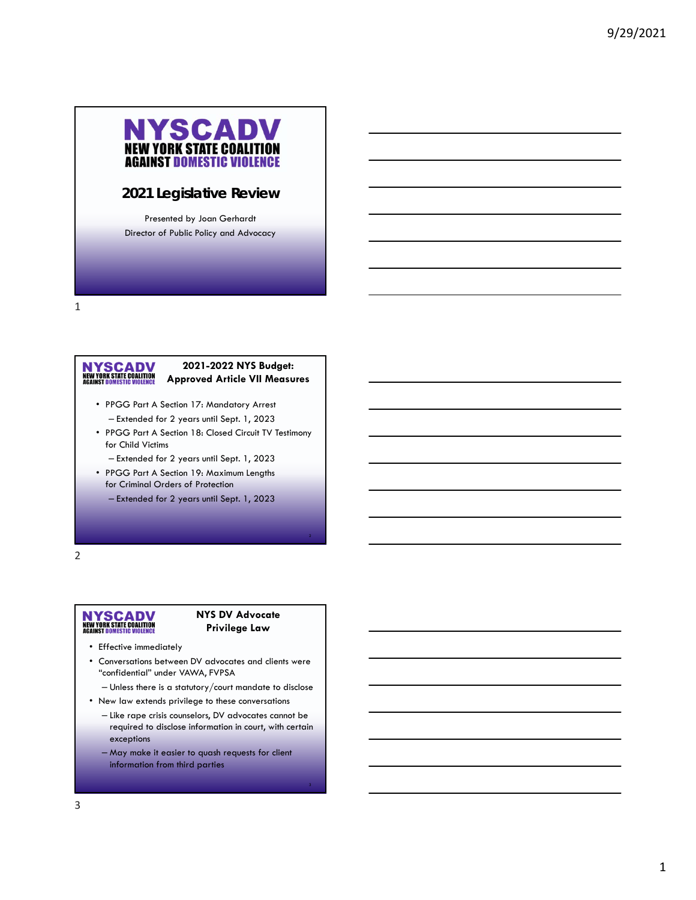# NYSCADV

## NEW YORK STATE COALITION AGAINST DOMESTIC VIOLENCE

## 2021 Legislative Review

Presented by Joan Gerhardt

Director of Public Policy and Advocacy

---

## 2021-2022 NYS Budget: Approved Article VII Measures

- PPGG Part A Section 17: Mandatory Arrest
  - Extended for 2 years until Sept. 1, 2023
- PPGG Part A Section 18: Closed Circuit TV Testimony for Child Victims
  - Extended for 2 years until Sept. 1, 2023
- PPGG Part A Section 19: Maximum Lengths for Criminal Orders of Protection
  - Extended for 2 years until Sept. 1, 2023

---

## NYS DV Advocate Privilege Law

- Effective immediately
- Conversations between DV advocates and clients were "confidential" under VAWA, FVPSA
  - Unless there is a statutory/court mandate to disclose
- New law extends privilege to these conversations
  - Like rape crisis counselors, DV advocates cannot be required to disclose information in court, with certain exceptions
  - May make it easier to quash requests for client information from third parties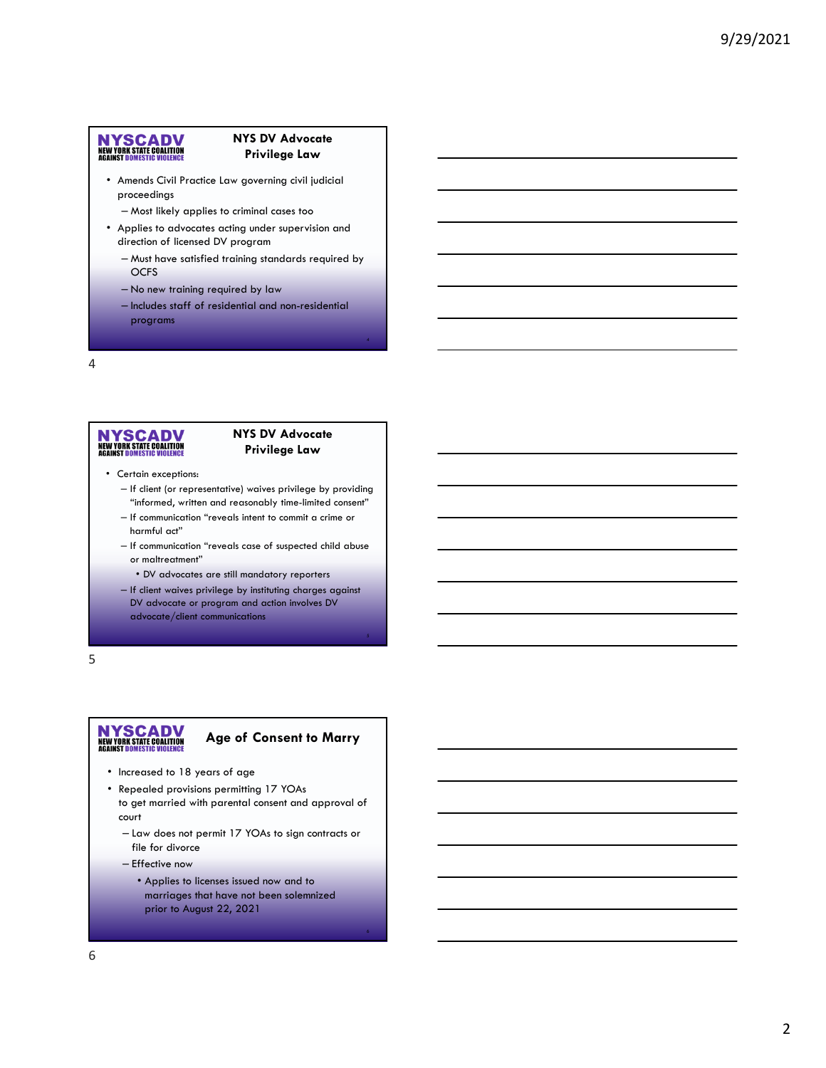## NYS DV Advocate Privilege Law

- Amends Civil Practice Law governing civil judicial proceedings
  - Most likely applies to criminal cases too
- Applies to advocates acting under supervision and direction of licensed DV program
  - Must have satisfied training standards required by OCFS
  - No new training required by law
  - Includes staff of residential and non-residential programs

## NYS DV Advocate Privilege Law

- Certain exceptions:
  - If client (or representative) waives privilege by providing "informed, written and reasonably time-limited consent"
  - If communication "reveals intent to commit a crime or harmful act"
  - If communication "reveals case of suspected child abuse or maltreatment"
    - DV advocates are still mandatory reporters
  - If client waives privilege by instituting charges against DV advocate or program and action involves DV advocate/client communications

## Age of Consent to Marry

- Increased to 18 years of age
- Repealed provisions permitting 17 YOAs to get married with parental consent and approval of court
  - Law does not permit 17 YOAs to sign contracts or file for divorce
  - Effective now
    - Applies to licenses issued now and to marriages that have not been solemnized prior to August 22, 2021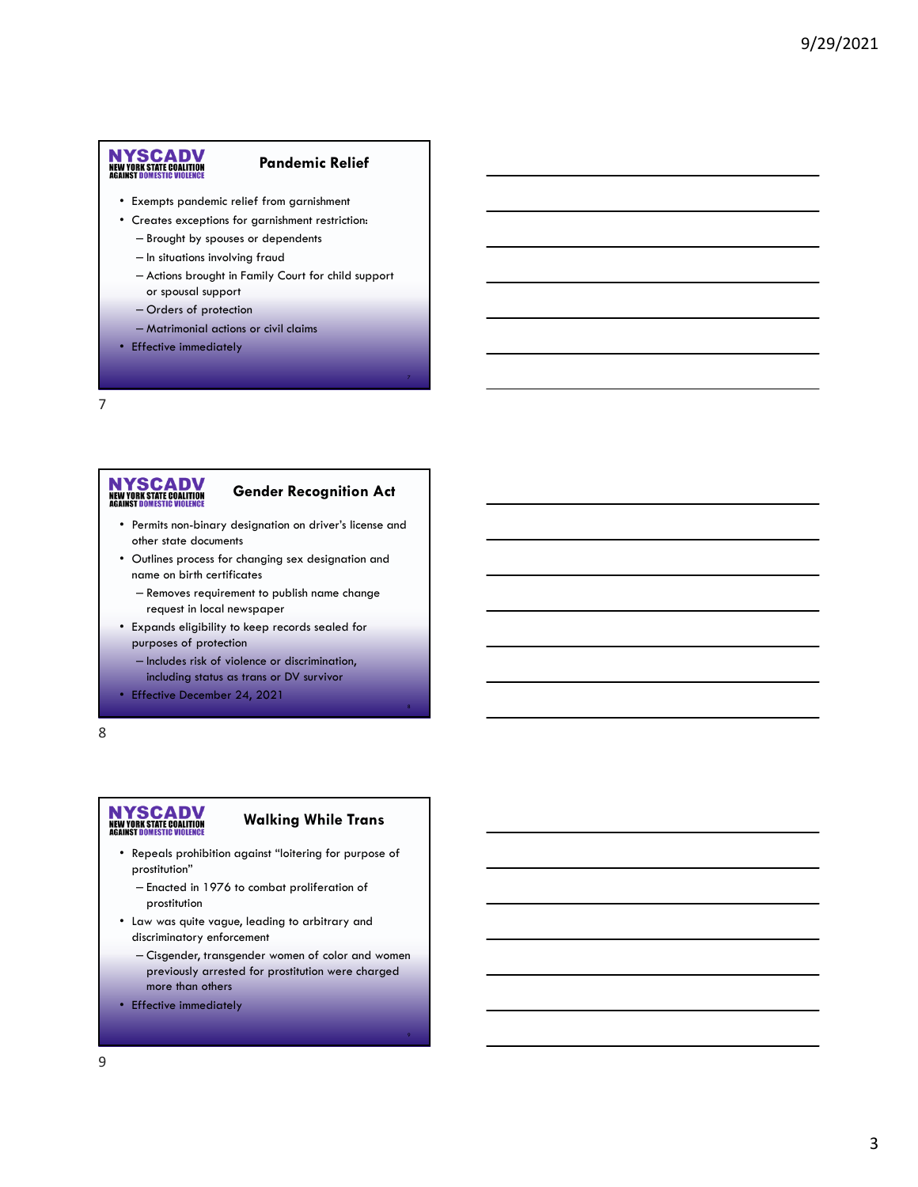## Pandemic Relief

- Exempts pandemic relief from garnishment
- Creates exceptions for garnishment restriction:
  - Brought by spouses or dependents
  - In situations involving fraud
  - Actions brought in Family Court for child support or spousal support
  - Orders of protection
  - Matrimonial actions or civil claims
- Effective immediately

## Gender Recognition Act

- Permits non-binary designation on driver's license and other state documents
- Outlines process for changing sex designation and name on birth certificates
  - Removes requirement to publish name change request in local newspaper
- Expands eligibility to keep records sealed for purposes of protection
  - Includes risk of violence or discrimination, including status as trans or DV survivor
- Effective December 24, 2021

## Walking While Trans

- Repeals prohibition against "loitering for purpose of prostitution"
  - Enacted in 1976 to combat proliferation of prostitution
- Law was quite vague, leading to arbitrary and discriminatory enforcement
  - Cisgender, transgender women of color and women previously arrested for prostitution were charged more than others
- Effective immediately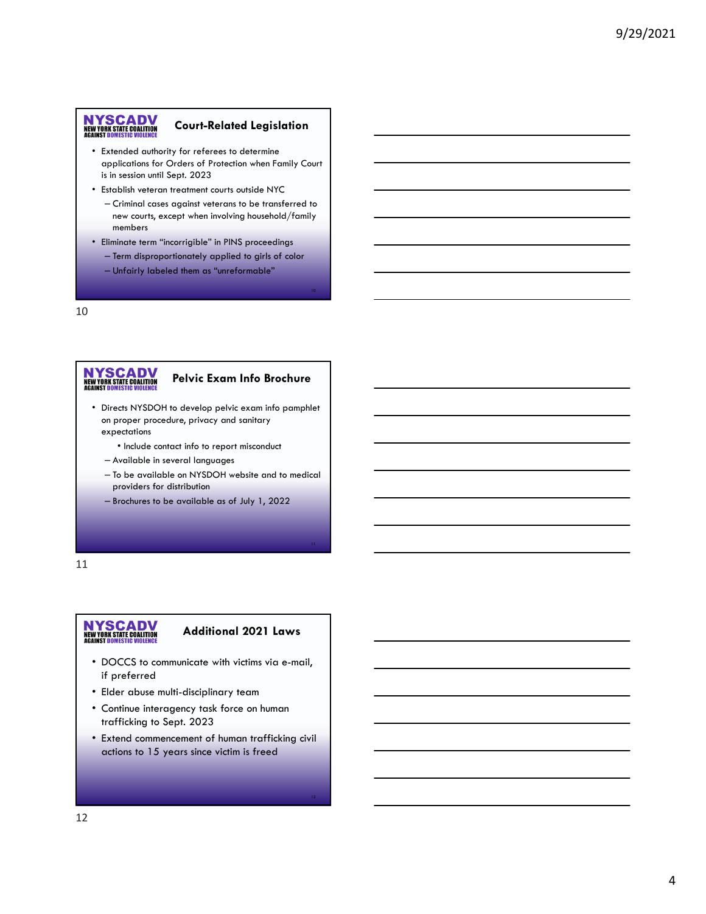## Court-Related Legislation

- Extended authority for referees to determine applications for Orders of Protection when Family Court is in session until Sept. 2023
- Establish veteran treatment courts outside NYC
  - Criminal cases against veterans to be transferred to new courts, except when involving household/family members
- Eliminate term "incorrigible" in PINS proceedings
  - Term disproportionately applied to girls of color
  - Unfairly labeled them as "unreformable"

## Pelvic Exam Info Brochure

- Directs NYSDOH to develop pelvic exam info pamphlet on proper procedure, privacy and sanitary expectations
    - Include contact info to report misconduct
  - Available in several languages
  - To be available on NYSDOH website and to medical providers for distribution
  - Brochures to be available as of July 1, 2022

## Additional 2021 Laws

- DOCCS to communicate with victims via e-mail, if preferred
- Elder abuse multi-disciplinary team
- Continue interagency task force on human trafficking to Sept. 2023
- Extend commencement of human trafficking civil actions to 15 years since victim is freed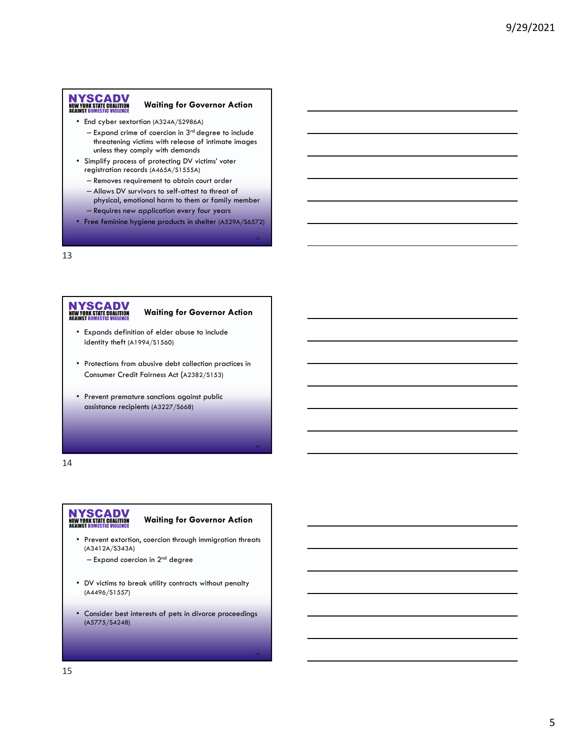## Waiting for Governor Action

- End cyber sextortion (A324A/S2986A)
  - Expand crime of coercion in 3rd degree to include threatening victims with release of intimate images unless they comply with demands
- Simplify process of protecting DV victims' voter registration records (A465A/S1555A)
  - Removes requirement to obtain court order
  - Allows DV survivors to self-attest to threat of physical, emotional harm to them or family member
  - Requires new application every four years
- Free feminine hygiene products in shelter (A529A/S6572)

## Waiting for Governor Action

- Expands definition of elder abuse to include identity theft (A1994/S1560)
- Protections from abusive debt collection practices in Consumer Credit Fairness Act (A2382/S153)
- Prevent premature sanctions against public assistance recipients (A3227/S668)

## Waiting for Governor Action

- Prevent extortion, coercion through immigration threats (A3412A/S343A)
  - Expand coercion in 2nd degree
- DV victims to break utility contracts without penalty (A4496/S1557)
- Consider best interests of pets in divorce proceedings (A5775/S4248)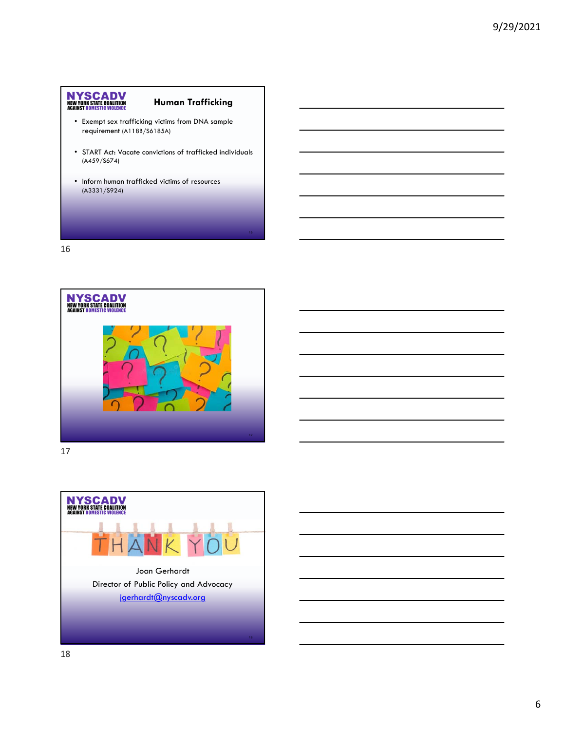## Human Trafficking

- Exempt sex trafficking victims from DNA sample requirement (A118B/S6185A)
- START Act: Vacate convictions of trafficked individuals (A459/S674)
- Inform human trafficked victims of resources (A3331/S924)

THANK YOU

Joan Gerhardt

Director of Public Policy and Advocacy

jgerhardt@nyscadv.org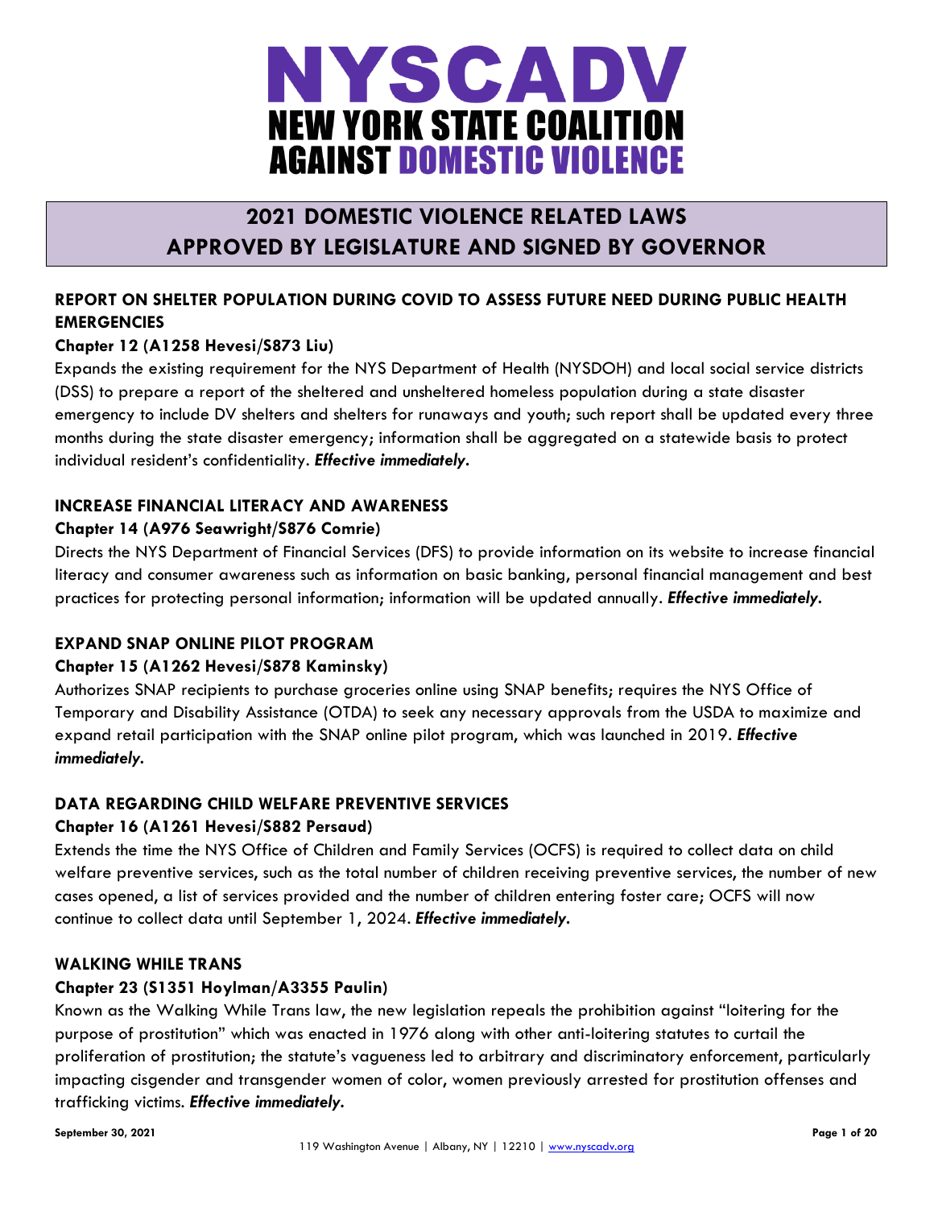# NYSCADV
# NEW YORK STATE COALITION AGAINST DOMESTIC VIOLENCE

## 2021 DOMESTIC VIOLENCE RELATED LAWS APPROVED BY LEGISLATURE AND SIGNED BY GOVERNOR

### REPORT ON SHELTER POPULATION DURING COVID TO ASSESS FUTURE NEED DURING PUBLIC HEALTH EMERGENCIES

**Chapter 12 (A1258 Hevesi/S873 Liu)**

Expands the existing requirement for the NYS Department of Health (NYSDOH) and local social service districts (DSS) to prepare a report of the sheltered and unsheltered homeless population during a state disaster emergency to include DV shelters and shelters for runaways and youth; such report shall be updated every three months during the state disaster emergency; information shall be aggregated on a statewide basis to protect individual resident's confidentiality. ***Effective immediately.***

### INCREASE FINANCIAL LITERACY AND AWARENESS

**Chapter 14 (A976 Seawright/S876 Comrie)**

Directs the NYS Department of Financial Services (DFS) to provide information on its website to increase financial literacy and consumer awareness such as information on basic banking, personal financial management and best practices for protecting personal information; information will be updated annually. ***Effective immediately.***

### EXPAND SNAP ONLINE PILOT PROGRAM

**Chapter 15 (A1262 Hevesi/S878 Kaminsky)**

Authorizes SNAP recipients to purchase groceries online using SNAP benefits; requires the NYS Office of Temporary and Disability Assistance (OTDA) to seek any necessary approvals from the USDA to maximize and expand retail participation with the SNAP online pilot program, which was launched in 2019. ***Effective immediately.***

### DATA REGARDING CHILD WELFARE PREVENTIVE SERVICES

**Chapter 16 (A1261 Hevesi/S882 Persaud)**

Extends the time the NYS Office of Children and Family Services (OCFS) is required to collect data on child welfare preventive services, such as the total number of children receiving preventive services, the number of new cases opened, a list of services provided and the number of children entering foster care; OCFS will now continue to collect data until September 1, 2024. ***Effective immediately.***

### WALKING WHILE TRANS

**Chapter 23 (S1351 Hoylman/A3355 Paulin)**

Known as the Walking While Trans law, the new legislation repeals the prohibition against "loitering for the purpose of prostitution" which was enacted in 1976 along with other anti-loitering statutes to curtail the proliferation of prostitution; the statute's vagueness led to arbitrary and discriminatory enforcement, particularly impacting cisgender and transgender women of color, women previously arrested for prostitution offenses and trafficking victims. ***Effective immediately.***

September 30, 2021

119 Washington Avenue | Albany, NY | 12210 | www.nyscadv.org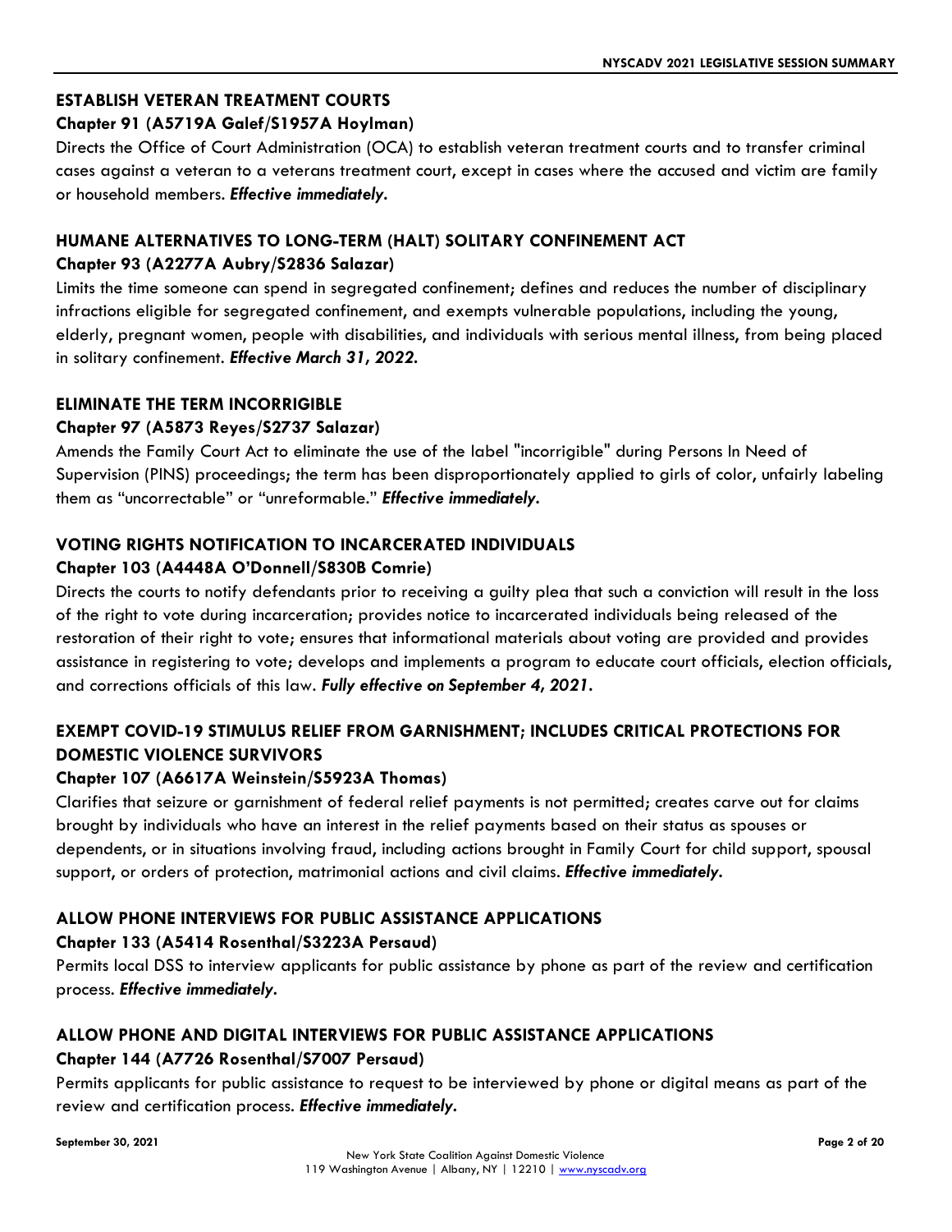### ESTABLISH VETERAN TREATMENT COURTS

#### Chapter 91 (A5719A Galef/S1957A Hoylman)

Directs the Office of Court Administration (OCA) to establish veteran treatment courts and to transfer criminal cases against a veteran to a veterans treatment court, except in cases where the accused and victim are family or household members. ***Effective immediately.***

### HUMANE ALTERNATIVES TO LONG-TERM (HALT) SOLITARY CONFINEMENT ACT

#### Chapter 93 (A2277A Aubry/S2836 Salazar)

Limits the time someone can spend in segregated confinement; defines and reduces the number of disciplinary infractions eligible for segregated confinement, and exempts vulnerable populations, including the young, elderly, pregnant women, people with disabilities, and individuals with serious mental illness, from being placed in solitary confinement. ***Effective March 31, 2022.***

### ELIMINATE THE TERM INCORRIGIBLE

#### Chapter 97 (A5873 Reyes/S2737 Salazar)

Amends the Family Court Act to eliminate the use of the label "incorrigible" during Persons In Need of Supervision (PINS) proceedings; the term has been disproportionately applied to girls of color, unfairly labeling them as "uncorrectable" or "unreformable." ***Effective immediately.***

### VOTING RIGHTS NOTIFICATION TO INCARCERATED INDIVIDUALS

#### Chapter 103 (A4448A O'Donnell/S830B Comrie)

Directs the courts to notify defendants prior to receiving a guilty plea that such a conviction will result in the loss of the right to vote during incarceration; provides notice to incarcerated individuals being released of the restoration of their right to vote; ensures that informational materials about voting are provided and provides assistance in registering to vote; develops and implements a program to educate court officials, election officials, and corrections officials of this law. ***Fully effective on September 4, 2021.***

### EXEMPT COVID-19 STIMULUS RELIEF FROM GARNISHMENT; INCLUDES CRITICAL PROTECTIONS FOR DOMESTIC VIOLENCE SURVIVORS

#### Chapter 107 (A6617A Weinstein/S5923A Thomas)

Clarifies that seizure or garnishment of federal relief payments is not permitted; creates carve out for claims brought by individuals who have an interest in the relief payments based on their status as spouses or dependents, or in situations involving fraud, including actions brought in Family Court for child support, spousal support, or orders of protection, matrimonial actions and civil claims. ***Effective immediately.***

### ALLOW PHONE INTERVIEWS FOR PUBLIC ASSISTANCE APPLICATIONS

#### Chapter 133 (A5414 Rosenthal/S3223A Persaud)

Permits local DSS to interview applicants for public assistance by phone as part of the review and certification process. ***Effective immediately.***

### ALLOW PHONE AND DIGITAL INTERVIEWS FOR PUBLIC ASSISTANCE APPLICATIONS

#### Chapter 144 (A7726 Rosenthal/S7007 Persaud)

Permits applicants for public assistance to request to be interviewed by phone or digital means as part of the review and certification process. ***Effective immediately.***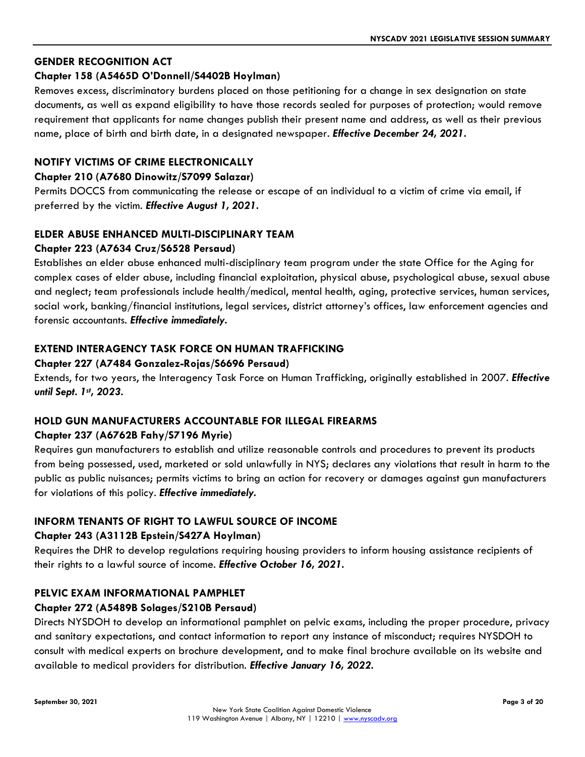### GENDER RECOGNITION ACT

**Chapter 158 (A5465D O'Donnell/S4402B Hoylman)**

Removes excess, discriminatory burdens placed on those petitioning for a change in sex designation on state documents, as well as expand eligibility to have those records sealed for purposes of protection; would remove requirement that applicants for name changes publish their present name and address, as well as their previous name, place of birth and birth date, in a designated newspaper. ***Effective December 24, 2021.***

### NOTIFY VICTIMS OF CRIME ELECTRONICALLY

**Chapter 210 (A7680 Dinowitz/S7099 Salazar)**

Permits DOCCS from communicating the release or escape of an individual to a victim of crime via email, if preferred by the victim. ***Effective August 1, 2021.***

### ELDER ABUSE ENHANCED MULTI-DISCIPLINARY TEAM

**Chapter 223 (A7634 Cruz/S6528 Persaud)**

Establishes an elder abuse enhanced multi-disciplinary team program under the state Office for the Aging for complex cases of elder abuse, including financial exploitation, physical abuse, psychological abuse, sexual abuse and neglect; team professionals include health/medical, mental health, aging, protective services, human services, social work, banking/financial institutions, legal services, district attorney's offices, law enforcement agencies and forensic accountants. ***Effective immediately.***

### EXTEND INTERAGENCY TASK FORCE ON HUMAN TRAFFICKING

**Chapter 227 (A7484 Gonzalez-Rojas/S6696 Persaud)**

Extends, for two years, the Interagency Task Force on Human Trafficking, originally established in 2007. ***Effective until Sept. 1st, 2023.***

### HOLD GUN MANUFACTURERS ACCOUNTABLE FOR ILLEGAL FIREARMS

**Chapter 237 (A6762B Fahy/S7196 Myrie)**

Requires gun manufacturers to establish and utilize reasonable controls and procedures to prevent its products from being possessed, used, marketed or sold unlawfully in NYS; declares any violations that result in harm to the public as public nuisances; permits victims to bring an action for recovery or damages against gun manufacturers for violations of this policy. ***Effective immediately.***

### INFORM TENANTS OF RIGHT TO LAWFUL SOURCE OF INCOME

**Chapter 243 (A3112B Epstein/S427A Hoylman)**

Requires the DHR to develop regulations requiring housing providers to inform housing assistance recipients of their rights to a lawful source of income. ***Effective October 16, 2021.***

### PELVIC EXAM INFORMATIONAL PAMPHLET

**Chapter 272 (A5489B Solages/S210B Persaud)**

Directs NYSDOH to develop an informational pamphlet on pelvic exams, including the proper procedure, privacy and sanitary expectations, and contact information to report any instance of misconduct; requires NYSDOH to consult with medical experts on brochure development, and to make final brochure available on its website and available to medical providers for distribution. ***Effective January 16, 2022.***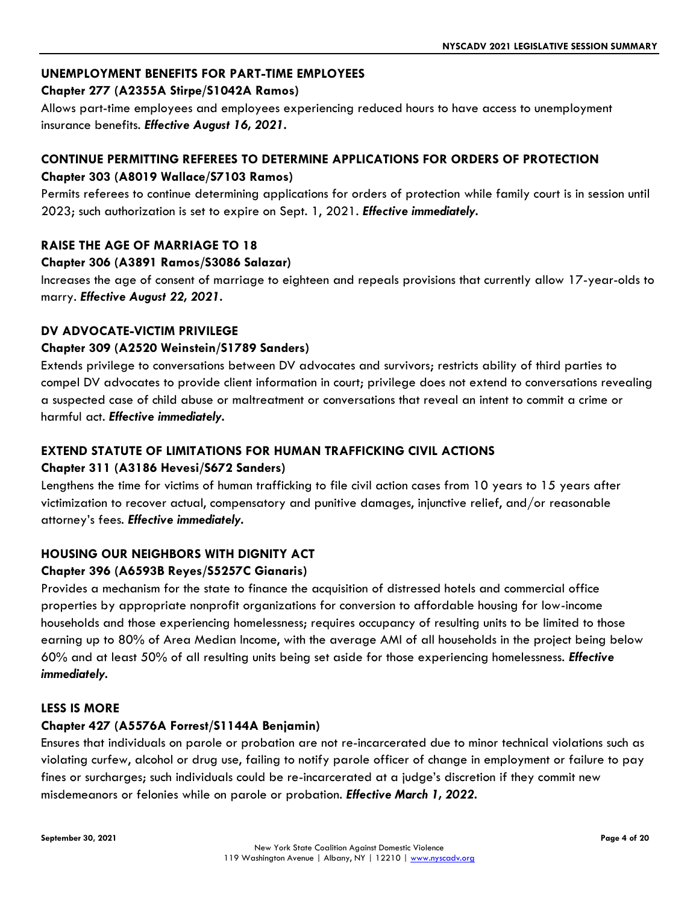### UNEMPLOYMENT BENEFITS FOR PART-TIME EMPLOYEES

**Chapter 277 (A2355A Stirpe/S1042A Ramos)**

Allows part-time employees and employees experiencing reduced hours to have access to unemployment insurance benefits. ***Effective August 16, 2021.***

### CONTINUE PERMITTING REFEREES TO DETERMINE APPLICATIONS FOR ORDERS OF PROTECTION

**Chapter 303 (A8019 Wallace/S7103 Ramos)**

Permits referees to continue determining applications for orders of protection while family court is in session until 2023; such authorization is set to expire on Sept. 1, 2021. ***Effective immediately.***

### RAISE THE AGE OF MARRIAGE TO 18

**Chapter 306 (A3891 Ramos/S3086 Salazar)**

Increases the age of consent of marriage to eighteen and repeals provisions that currently allow 17-year-olds to marry. ***Effective August 22, 2021.***

### DV ADVOCATE-VICTIM PRIVILEGE

**Chapter 309 (A2520 Weinstein/S1789 Sanders)**

Extends privilege to conversations between DV advocates and survivors; restricts ability of third parties to compel DV advocates to provide client information in court; privilege does not extend to conversations revealing a suspected case of child abuse or maltreatment or conversations that reveal an intent to commit a crime or harmful act. ***Effective immediately.***

### EXTEND STATUTE OF LIMITATIONS FOR HUMAN TRAFFICKING CIVIL ACTIONS

**Chapter 311 (A3186 Hevesi/S672 Sanders)**

Lengthens the time for victims of human trafficking to file civil action cases from 10 years to 15 years after victimization to recover actual, compensatory and punitive damages, injunctive relief, and/or reasonable attorney's fees. ***Effective immediately.***

### HOUSING OUR NEIGHBORS WITH DIGNITY ACT

**Chapter 396 (A6593B Reyes/S5257C Gianaris)**

Provides a mechanism for the state to finance the acquisition of distressed hotels and commercial office properties by appropriate nonprofit organizations for conversion to affordable housing for low-income households and those experiencing homelessness; requires occupancy of resulting units to be limited to those earning up to 80% of Area Median Income, with the average AMI of all households in the project being below 60% and at least 50% of all resulting units being set aside for those experiencing homelessness. ***Effective immediately.***

### LESS IS MORE

**Chapter 427 (A5576A Forrest/S1144A Benjamin)**

Ensures that individuals on parole or probation are not re-incarcerated due to minor technical violations such as violating curfew, alcohol or drug use, failing to notify parole officer of change in employment or failure to pay fines or surcharges; such individuals could be re-incarcerated at a judge's discretion if they commit new misdemeanors or felonies while on parole or probation. ***Effective March 1, 2022.***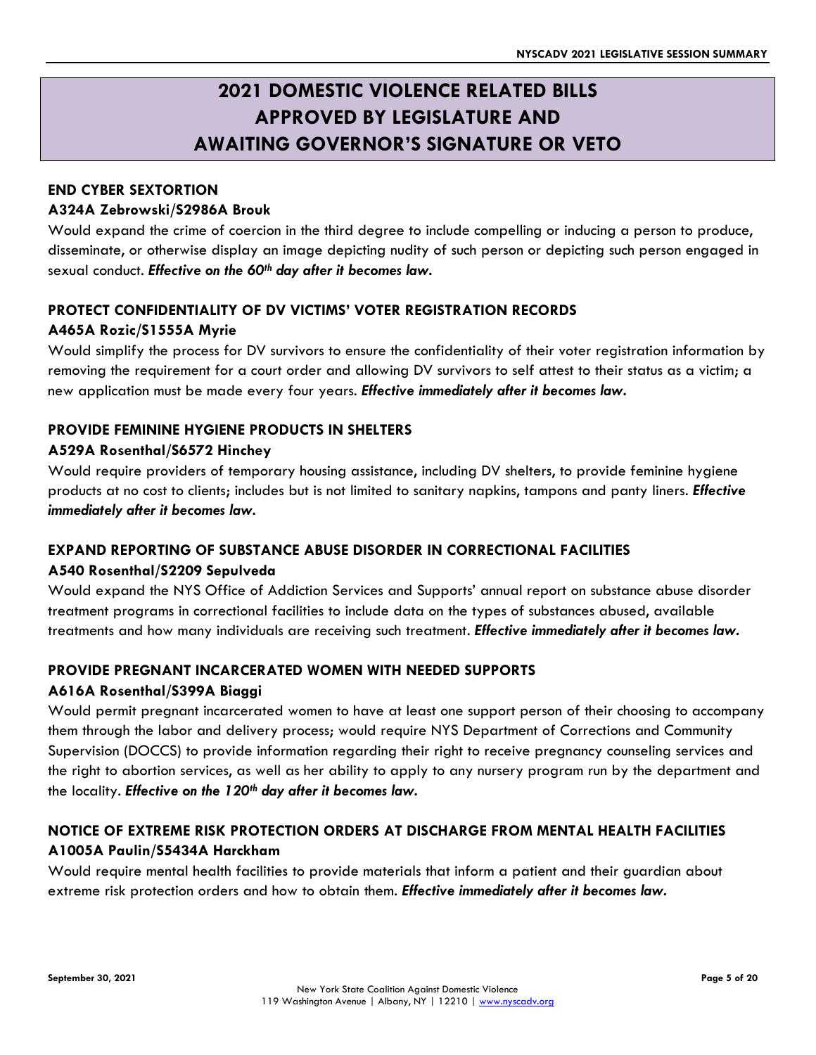# 2021 DOMESTIC VIOLENCE RELATED BILLS APPROVED BY LEGISLATURE AND AWAITING GOVERNOR'S SIGNATURE OR VETO

**END CYBER SEXTORTION**

**A324A Zebrowski/S2986A Brouk**

Would expand the crime of coercion in the third degree to include compelling or inducing a person to produce, disseminate, or otherwise display an image depicting nudity of such person or depicting such person engaged in sexual conduct. ***Effective on the 60th day after it becomes law.***

**PROTECT CONFIDENTIALITY OF DV VICTIMS' VOTER REGISTRATION RECORDS**

**A465A Rozic/S1555A Myrie**

Would simplify the process for DV survivors to ensure the confidentiality of their voter registration information by removing the requirement for a court order and allowing DV survivors to self attest to their status as a victim; a new application must be made every four years. ***Effective immediately after it becomes law.***

**PROVIDE FEMININE HYGIENE PRODUCTS IN SHELTERS**

**A529A Rosenthal/S6572 Hinchey**

Would require providers of temporary housing assistance, including DV shelters, to provide feminine hygiene products at no cost to clients; includes but is not limited to sanitary napkins, tampons and panty liners. ***Effective immediately after it becomes law.***

**EXPAND REPORTING OF SUBSTANCE ABUSE DISORDER IN CORRECTIONAL FACILITIES**

**A540 Rosenthal/S2209 Sepulveda**

Would expand the NYS Office of Addiction Services and Supports' annual report on substance abuse disorder treatment programs in correctional facilities to include data on the types of substances abused, available treatments and how many individuals are receiving such treatment. ***Effective immediately after it becomes law.***

**PROVIDE PREGNANT INCARCERATED WOMEN WITH NEEDED SUPPORTS**

**A616A Rosenthal/S399A Biaggi**

Would permit pregnant incarcerated women to have at least one support person of their choosing to accompany them through the labor and delivery process; would require NYS Department of Corrections and Community Supervision (DOCCS) to provide information regarding their right to receive pregnancy counseling services and the right to abortion services, as well as her ability to apply to any nursery program run by the department and the locality. ***Effective on the 120th day after it becomes law.***

**NOTICE OF EXTREME RISK PROTECTION ORDERS AT DISCHARGE FROM MENTAL HEALTH FACILITIES**

**A1005A Paulin/S5434A Harckham**

Would require mental health facilities to provide materials that inform a patient and their guardian about extreme risk protection orders and how to obtain them. ***Effective immediately after it becomes law.***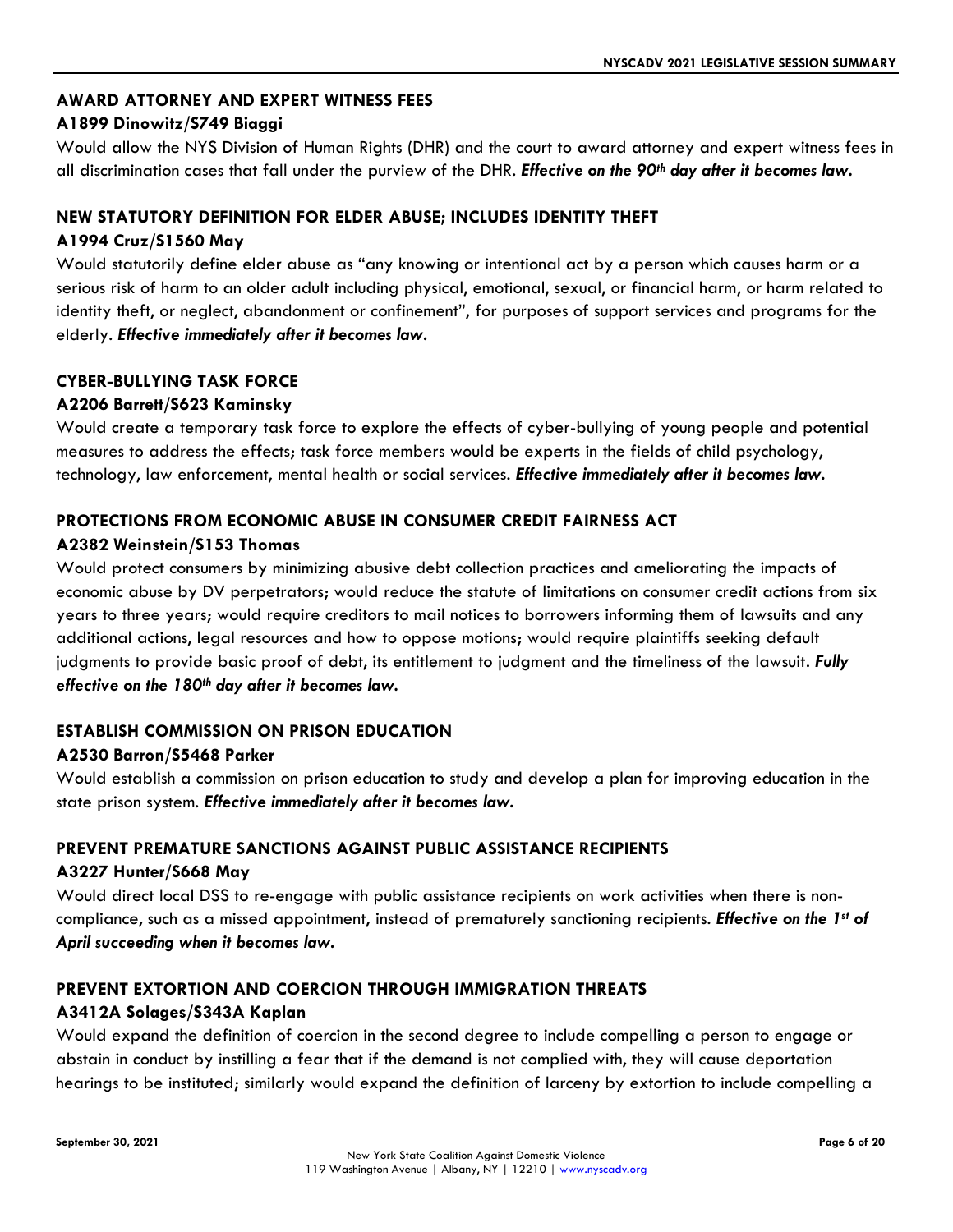### AWARD ATTORNEY AND EXPERT WITNESS FEES

**A1899 Dinowitz/S749 Biaggi**

Would allow the NYS Division of Human Rights (DHR) and the court to award attorney and expert witness fees in all discrimination cases that fall under the purview of the DHR. ***Effective on the 90th day after it becomes law.***

### NEW STATUTORY DEFINITION FOR ELDER ABUSE; INCLUDES IDENTITY THEFT

**A1994 Cruz/S1560 May**

Would statutorily define elder abuse as "any knowing or intentional act by a person which causes harm or a serious risk of harm to an older adult including physical, emotional, sexual, or financial harm, or harm related to identity theft, or neglect, abandonment or confinement", for purposes of support services and programs for the elderly. ***Effective immediately after it becomes law.***

### CYBER-BULLYING TASK FORCE

**A2206 Barrett/S623 Kaminsky**

Would create a temporary task force to explore the effects of cyber-bullying of young people and potential measures to address the effects; task force members would be experts in the fields of child psychology, technology, law enforcement, mental health or social services. ***Effective immediately after it becomes law.***

### PROTECTIONS FROM ECONOMIC ABUSE IN CONSUMER CREDIT FAIRNESS ACT

**A2382 Weinstein/S153 Thomas**

Would protect consumers by minimizing abusive debt collection practices and ameliorating the impacts of economic abuse by DV perpetrators; would reduce the statute of limitations on consumer credit actions from six years to three years; would require creditors to mail notices to borrowers informing them of lawsuits and any additional actions, legal resources and how to oppose motions; would require plaintiffs seeking default judgments to provide basic proof of debt, its entitlement to judgment and the timeliness of the lawsuit. ***Fully effective on the 180th day after it becomes law.***

### ESTABLISH COMMISSION ON PRISON EDUCATION

**A2530 Barron/S5468 Parker**

Would establish a commission on prison education to study and develop a plan for improving education in the state prison system. ***Effective immediately after it becomes law.***

### PREVENT PREMATURE SANCTIONS AGAINST PUBLIC ASSISTANCE RECIPIENTS

**A3227 Hunter/S668 May**

Would direct local DSS to re-engage with public assistance recipients on work activities when there is non-compliance, such as a missed appointment, instead of prematurely sanctioning recipients. ***Effective on the 1st of April succeeding when it becomes law.***

### PREVENT EXTORTION AND COERCION THROUGH IMMIGRATION THREATS

**A3412A Solages/S343A Kaplan**

Would expand the definition of coercion in the second degree to include compelling a person to engage or abstain in conduct by instilling a fear that if the demand is not complied with, they will cause deportation hearings to be instituted; similarly would expand the definition of larceny by extortion to include compelling a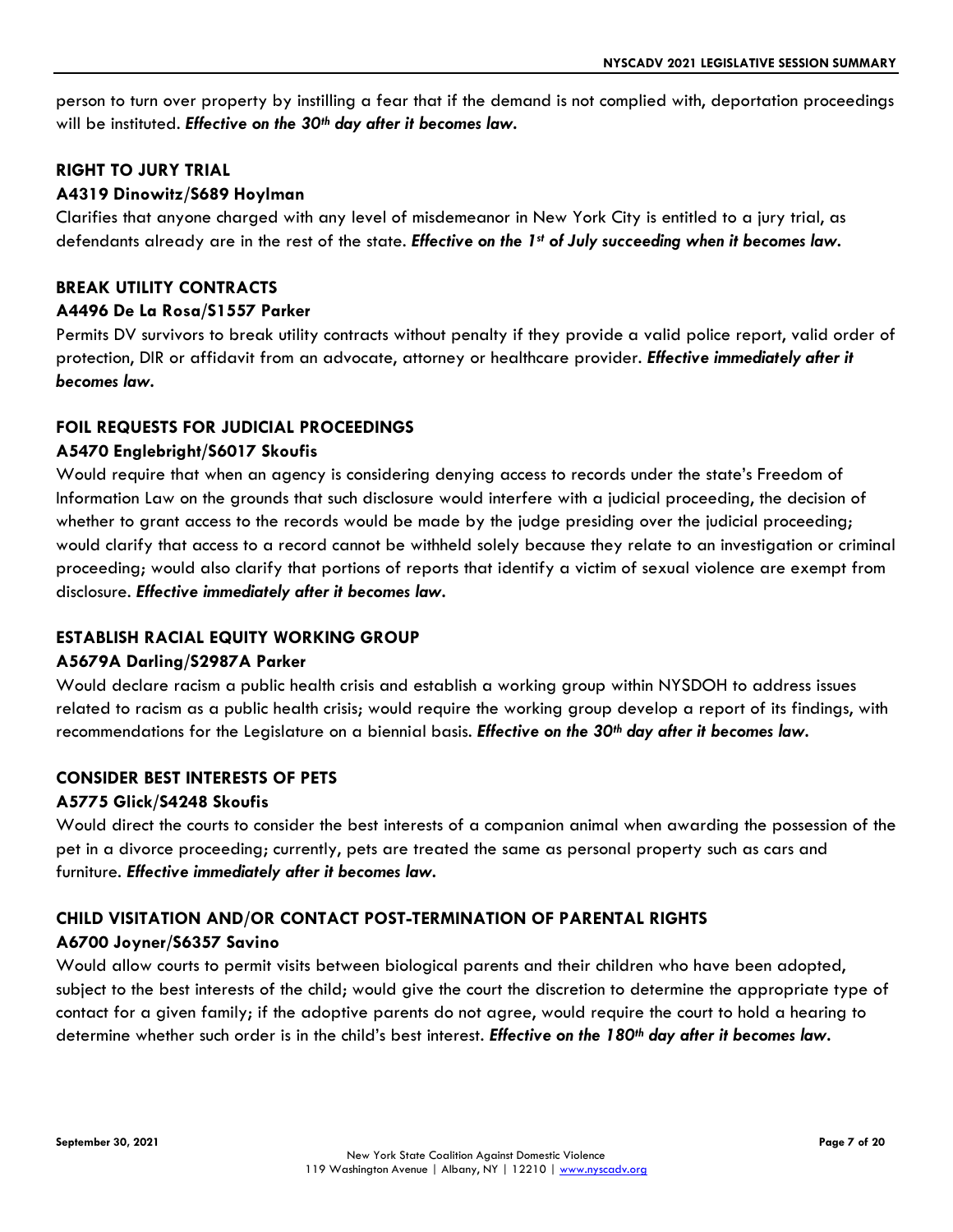person to turn over property by instilling a fear that if the demand is not complied with, deportation proceedings will be instituted. ***Effective on the 30th day after it becomes law.***

### RIGHT TO JURY TRIAL

#### A4319 Dinowitz/S689 Hoylman

Clarifies that anyone charged with any level of misdemeanor in New York City is entitled to a jury trial, as defendants already are in the rest of the state. ***Effective on the 1st of July succeeding when it becomes law.***

### BREAK UTILITY CONTRACTS

#### A4496 De La Rosa/S1557 Parker

Permits DV survivors to break utility contracts without penalty if they provide a valid police report, valid order of protection, DIR or affidavit from an advocate, attorney or healthcare provider. ***Effective immediately after it becomes law.***

### FOIL REQUESTS FOR JUDICIAL PROCEEDINGS

#### A5470 Englebright/S6017 Skoufis

Would require that when an agency is considering denying access to records under the state's Freedom of Information Law on the grounds that such disclosure would interfere with a judicial proceeding, the decision of whether to grant access to the records would be made by the judge presiding over the judicial proceeding; would clarify that access to a record cannot be withheld solely because they relate to an investigation or criminal proceeding; would also clarify that portions of reports that identify a victim of sexual violence are exempt from disclosure. ***Effective immediately after it becomes law.***

### ESTABLISH RACIAL EQUITY WORKING GROUP

#### A5679A Darling/S2987A Parker

Would declare racism a public health crisis and establish a working group within NYSDOH to address issues related to racism as a public health crisis; would require the working group develop a report of its findings, with recommendations for the Legislature on a biennial basis. ***Effective on the 30th day after it becomes law.***

### CONSIDER BEST INTERESTS OF PETS

#### A5775 Glick/S4248 Skoufis

Would direct the courts to consider the best interests of a companion animal when awarding the possession of the pet in a divorce proceeding; currently, pets are treated the same as personal property such as cars and furniture. ***Effective immediately after it becomes law.***

### CHILD VISITATION AND/OR CONTACT POST-TERMINATION OF PARENTAL RIGHTS

#### A6700 Joyner/S6357 Savino

Would allow courts to permit visits between biological parents and their children who have been adopted, subject to the best interests of the child; would give the court the discretion to determine the appropriate type of contact for a given family; if the adoptive parents do not agree, would require the court to hold a hearing to determine whether such order is in the child's best interest. ***Effective on the 180th day after it becomes law.***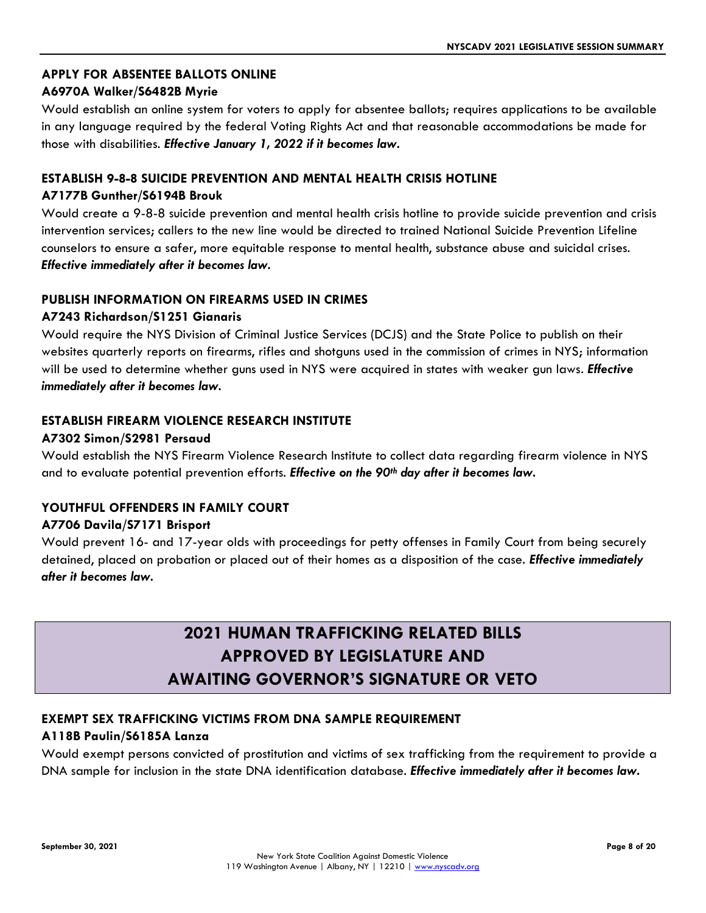### APPLY FOR ABSENTEE BALLOTS ONLINE

**A6970A Walker/S6482B Myrie**

Would establish an online system for voters to apply for absentee ballots; requires applications to be available in any language required by the federal Voting Rights Act and that reasonable accommodations be made for those with disabilities. ***Effective January 1, 2022 if it becomes law.***

### ESTABLISH 9-8-8 SUICIDE PREVENTION AND MENTAL HEALTH CRISIS HOTLINE

**A7177B Gunther/S6194B Brouk**

Would create a 9-8-8 suicide prevention and mental health crisis hotline to provide suicide prevention and crisis intervention services; callers to the new line would be directed to trained National Suicide Prevention Lifeline counselors to ensure a safer, more equitable response to mental health, substance abuse and suicidal crises. ***Effective immediately after it becomes law.***

### PUBLISH INFORMATION ON FIREARMS USED IN CRIMES

**A7243 Richardson/S1251 Gianaris**

Would require the NYS Division of Criminal Justice Services (DCJS) and the State Police to publish on their websites quarterly reports on firearms, rifles and shotguns used in the commission of crimes in NYS; information will be used to determine whether guns used in NYS were acquired in states with weaker gun laws. ***Effective immediately after it becomes law.***

### ESTABLISH FIREARM VIOLENCE RESEARCH INSTITUTE

**A7302 Simon/S2981 Persaud**

Would establish the NYS Firearm Violence Research Institute to collect data regarding firearm violence in NYS and to evaluate potential prevention efforts. ***Effective on the 90th day after it becomes law.***

### YOUTHFUL OFFENDERS IN FAMILY COURT

**A7706 Davila/S7171 Brisport**

Would prevent 16- and 17-year olds with proceedings for petty offenses in Family Court from being securely detained, placed on probation or placed out of their homes as a disposition of the case. ***Effective immediately after it becomes law.***

## 2021 HUMAN TRAFFICKING RELATED BILLS APPROVED BY LEGISLATURE AND AWAITING GOVERNOR'S SIGNATURE OR VETO

### EXEMPT SEX TRAFFICKING VICTIMS FROM DNA SAMPLE REQUIREMENT

**A118B Paulin/S6185A Lanza**

Would exempt persons convicted of prostitution and victims of sex trafficking from the requirement to provide a DNA sample for inclusion in the state DNA identification database. ***Effective immediately after it becomes law.***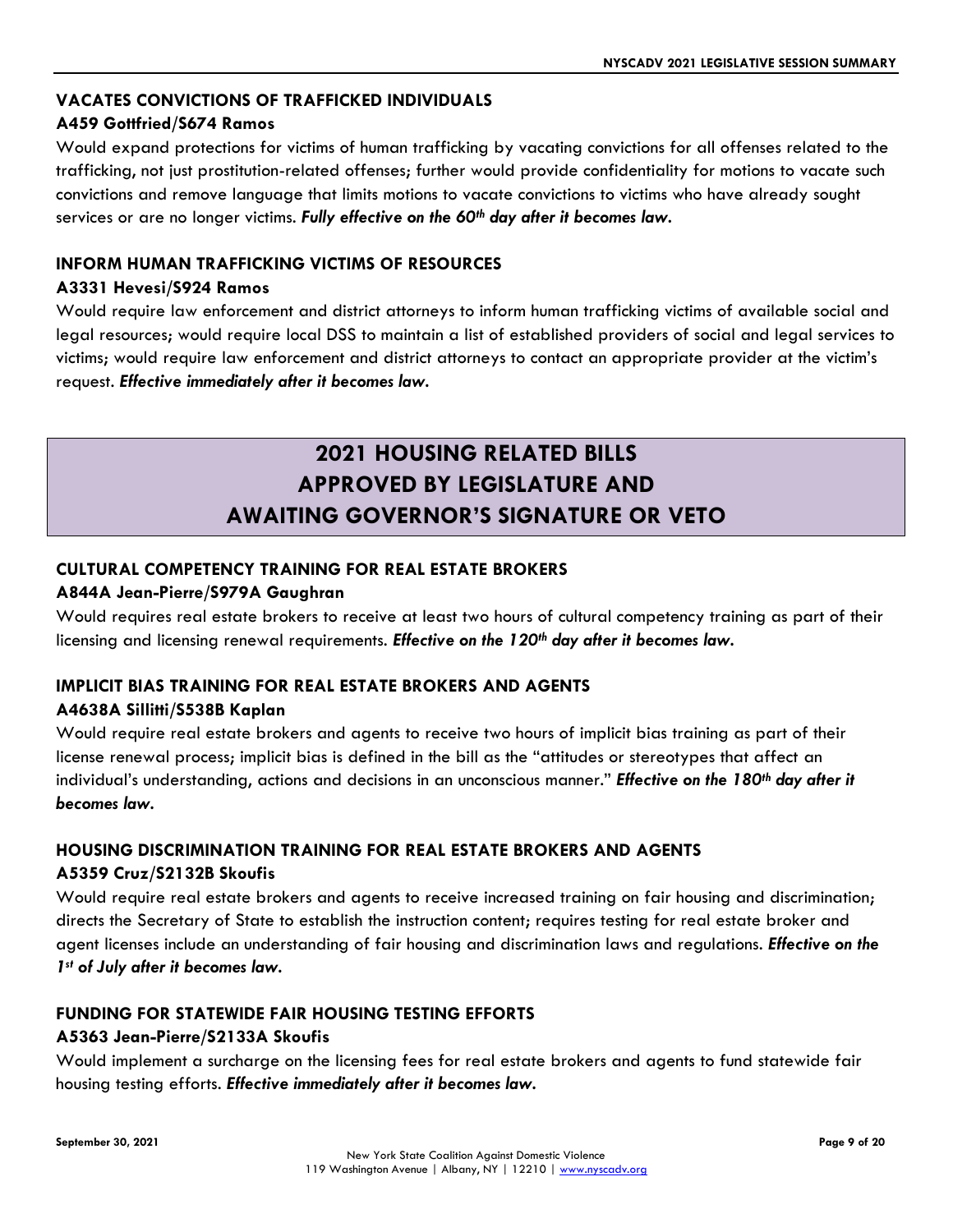### VACATES CONVICTIONS OF TRAFFICKED INDIVIDUALS

**A459 Gottfried/S674 Ramos**

Would expand protections for victims of human trafficking by vacating convictions for all offenses related to the trafficking, not just prostitution-related offenses; further would provide confidentiality for motions to vacate such convictions and remove language that limits motions to vacate convictions to victims who have already sought services or are no longer victims. ***Fully effective on the 60th day after it becomes law.***

### INFORM HUMAN TRAFFICKING VICTIMS OF RESOURCES

**A3331 Hevesi/S924 Ramos**

Would require law enforcement and district attorneys to inform human trafficking victims of available social and legal resources; would require local DSS to maintain a list of established providers of social and legal services to victims; would require law enforcement and district attorneys to contact an appropriate provider at the victim's request. ***Effective immediately after it becomes law.***

## 2021 HOUSING RELATED BILLS APPROVED BY LEGISLATURE AND AWAITING GOVERNOR'S SIGNATURE OR VETO

### CULTURAL COMPETENCY TRAINING FOR REAL ESTATE BROKERS

**A844A Jean-Pierre/S979A Gaughran**

Would requires real estate brokers to receive at least two hours of cultural competency training as part of their licensing and licensing renewal requirements. ***Effective on the 120th day after it becomes law.***

### IMPLICIT BIAS TRAINING FOR REAL ESTATE BROKERS AND AGENTS

**A4638A Sillitti/S538B Kaplan**

Would require real estate brokers and agents to receive two hours of implicit bias training as part of their license renewal process; implicit bias is defined in the bill as the "attitudes or stereotypes that affect an individual's understanding, actions and decisions in an unconscious manner." ***Effective on the 180th day after it becomes law.***

### HOUSING DISCRIMINATION TRAINING FOR REAL ESTATE BROKERS AND AGENTS

**A5359 Cruz/S2132B Skoufis**

Would require real estate brokers and agents to receive increased training on fair housing and discrimination; directs the Secretary of State to establish the instruction content; requires testing for real estate broker and agent licenses include an understanding of fair housing and discrimination laws and regulations. ***Effective on the 1st of July after it becomes law.***

### FUNDING FOR STATEWIDE FAIR HOUSING TESTING EFFORTS

**A5363 Jean-Pierre/S2133A Skoufis**

Would implement a surcharge on the licensing fees for real estate brokers and agents to fund statewide fair housing testing efforts. ***Effective immediately after it becomes law.***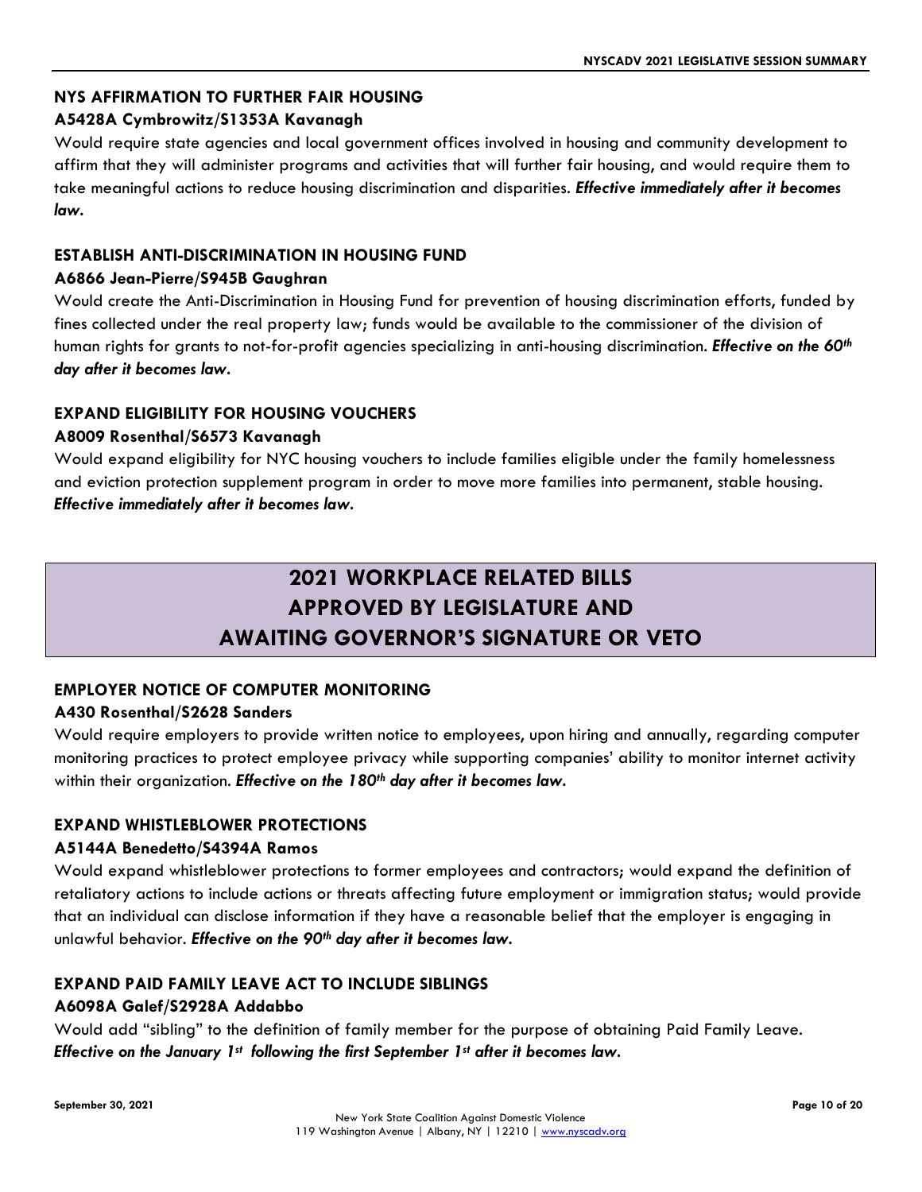### NYS AFFIRMATION TO FURTHER FAIR HOUSING

**A5428A Cymbrowitz/S1353A Kavanagh**

Would require state agencies and local government offices involved in housing and community development to affirm that they will administer programs and activities that will further fair housing, and would require them to take meaningful actions to reduce housing discrimination and disparities. ***Effective immediately after it becomes law.***

### ESTABLISH ANTI-DISCRIMINATION IN HOUSING FUND

**A6866 Jean-Pierre/S945B Gaughran**

Would create the Anti-Discrimination in Housing Fund for prevention of housing discrimination efforts, funded by fines collected under the real property law; funds would be available to the commissioner of the division of human rights for grants to not-for-profit agencies specializing in anti-housing discrimination. ***Effective on the 60th day after it becomes law.***

### EXPAND ELIGIBILITY FOR HOUSING VOUCHERS

**A8009 Rosenthal/S6573 Kavanagh**

Would expand eligibility for NYC housing vouchers to include families eligible under the family homelessness and eviction protection supplement program in order to move more families into permanent, stable housing. ***Effective immediately after it becomes law.***

## 2021 WORKPLACE RELATED BILLS APPROVED BY LEGISLATURE AND AWAITING GOVERNOR'S SIGNATURE OR VETO

### EMPLOYER NOTICE OF COMPUTER MONITORING

**A430 Rosenthal/S2628 Sanders**

Would require employers to provide written notice to employees, upon hiring and annually, regarding computer monitoring practices to protect employee privacy while supporting companies' ability to monitor internet activity within their organization. ***Effective on the 180th day after it becomes law.***

### EXPAND WHISTLEBLOWER PROTECTIONS

**A5144A Benedetto/S4394A Ramos**

Would expand whistleblower protections to former employees and contractors; would expand the definition of retaliatory actions to include actions or threats affecting future employment or immigration status; would provide that an individual can disclose information if they have a reasonable belief that the employer is engaging in unlawful behavior. ***Effective on the 90th day after it becomes law.***

### EXPAND PAID FAMILY LEAVE ACT TO INCLUDE SIBLINGS

**A6098A Galef/S2928A Addabbo**

Would add "sibling" to the definition of family member for the purpose of obtaining Paid Family Leave. ***Effective on the January 1st following the first September 1st after it becomes law.***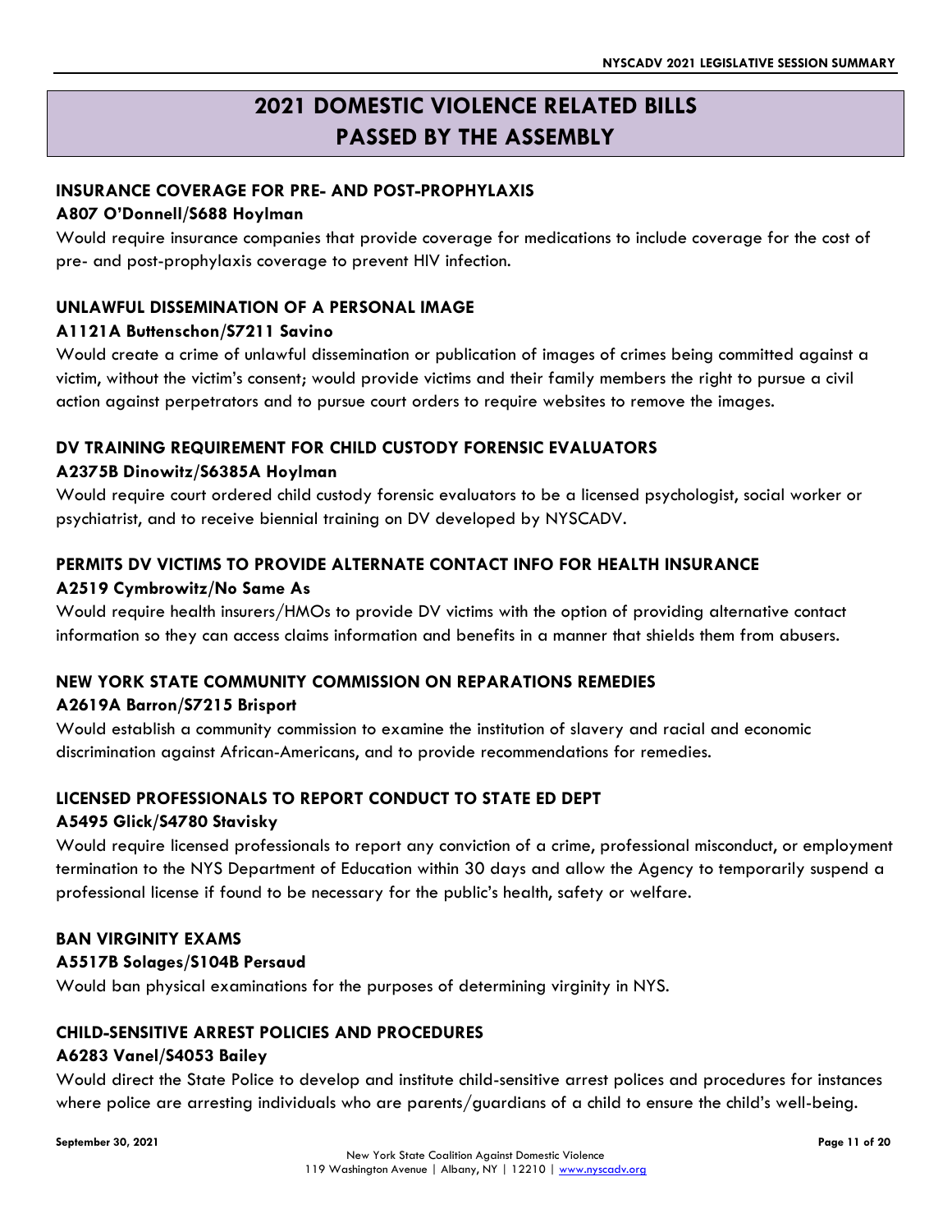# 2021 DOMESTIC VIOLENCE RELATED BILLS PASSED BY THE ASSEMBLY

### INSURANCE COVERAGE FOR PRE- AND POST-PROPHYLAXIS

**A807 O'Donnell/S688 Hoylman**

Would require insurance companies that provide coverage for medications to include coverage for the cost of pre- and post-prophylaxis coverage to prevent HIV infection.

### UNLAWFUL DISSEMINATION OF A PERSONAL IMAGE

**A1121A Buttenschon/S7211 Savino**

Would create a crime of unlawful dissemination or publication of images of crimes being committed against a victim, without the victim's consent; would provide victims and their family members the right to pursue a civil action against perpetrators and to pursue court orders to require websites to remove the images.

### DV TRAINING REQUIREMENT FOR CHILD CUSTODY FORENSIC EVALUATORS

**A2375B Dinowitz/S6385A Hoylman**

Would require court ordered child custody forensic evaluators to be a licensed psychologist, social worker or psychiatrist, and to receive biennial training on DV developed by NYSCADV.

### PERMITS DV VICTIMS TO PROVIDE ALTERNATE CONTACT INFO FOR HEALTH INSURANCE

**A2519 Cymbrowitz/No Same As**

Would require health insurers/HMOs to provide DV victims with the option of providing alternative contact information so they can access claims information and benefits in a manner that shields them from abusers.

### NEW YORK STATE COMMUNITY COMMISSION ON REPARATIONS REMEDIES

**A2619A Barron/S7215 Brisport**

Would establish a community commission to examine the institution of slavery and racial and economic discrimination against African-Americans, and to provide recommendations for remedies.

### LICENSED PROFESSIONALS TO REPORT CONDUCT TO STATE ED DEPT

**A5495 Glick/S4780 Stavisky**

Would require licensed professionals to report any conviction of a crime, professional misconduct, or employment termination to the NYS Department of Education within 30 days and allow the Agency to temporarily suspend a professional license if found to be necessary for the public's health, safety or welfare.

### BAN VIRGINITY EXAMS

**A5517B Solages/S104B Persaud**

Would ban physical examinations for the purposes of determining virginity in NYS.

### CHILD-SENSITIVE ARREST POLICIES AND PROCEDURES

**A6283 Vanel/S4053 Bailey**

Would direct the State Police to develop and institute child-sensitive arrest polices and procedures for instances where police are arresting individuals who are parents/guardians of a child to ensure the child's well-being.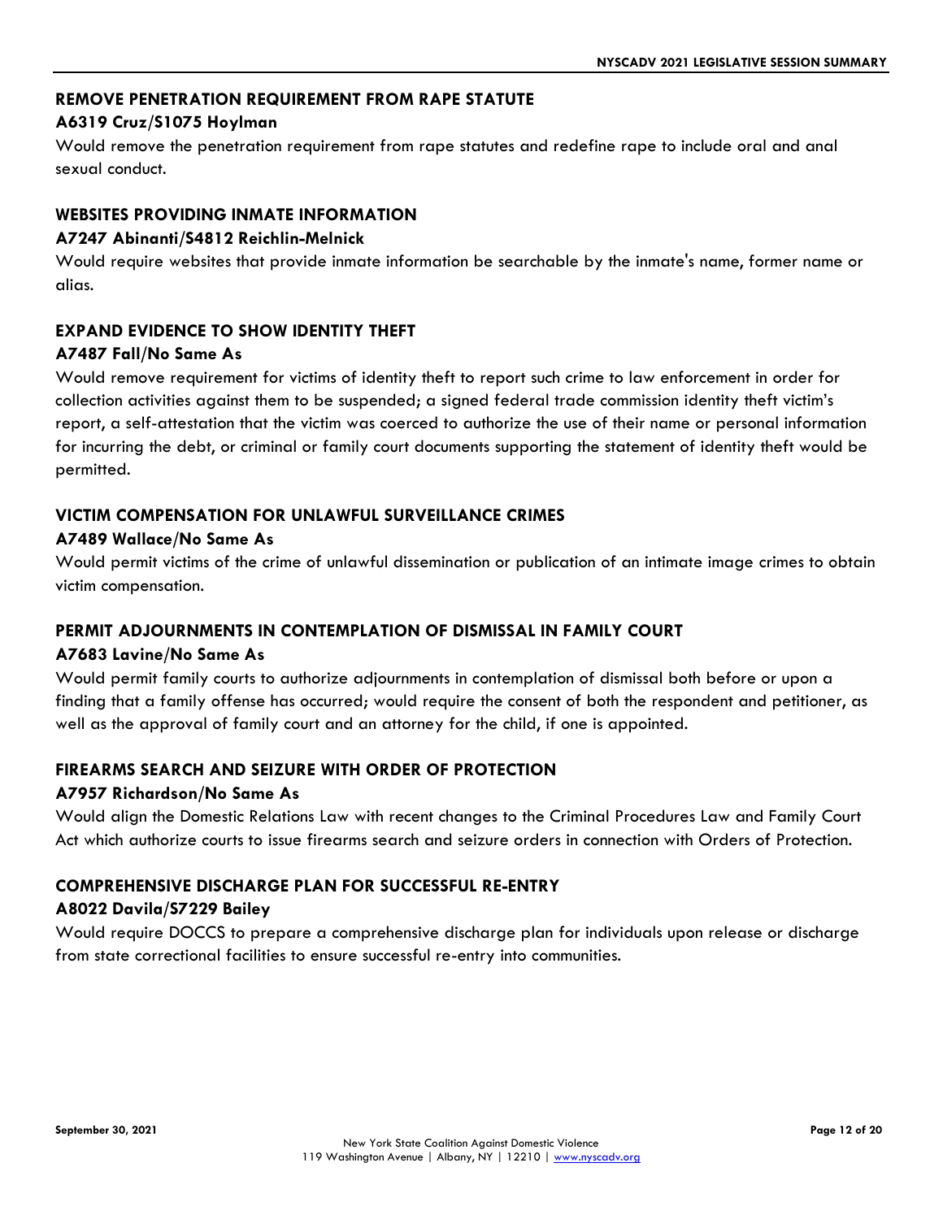## REMOVE PENETRATION REQUIREMENT FROM RAPE STATUTE

### A6319 Cruz/S1075 Hoylman

Would remove the penetration requirement from rape statutes and redefine rape to include oral and anal sexual conduct.

## WEBSITES PROVIDING INMATE INFORMATION

### A7247 Abinanti/S4812 Reichlin-Melnick

Would require websites that provide inmate information be searchable by the inmate's name, former name or alias.

## EXPAND EVIDENCE TO SHOW IDENTITY THEFT

### A7487 Fall/No Same As

Would remove requirement for victims of identity theft to report such crime to law enforcement in order for collection activities against them to be suspended; a signed federal trade commission identity theft victim's report, a self-attestation that the victim was coerced to authorize the use of their name or personal information for incurring the debt, or criminal or family court documents supporting the statement of identity theft would be permitted.

## VICTIM COMPENSATION FOR UNLAWFUL SURVEILLANCE CRIMES

### A7489 Wallace/No Same As

Would permit victims of the crime of unlawful dissemination or publication of an intimate image crimes to obtain victim compensation.

## PERMIT ADJOURNMENTS IN CONTEMPLATION OF DISMISSAL IN FAMILY COURT

### A7683 Lavine/No Same As

Would permit family courts to authorize adjournments in contemplation of dismissal both before or upon a finding that a family offense has occurred; would require the consent of both the respondent and petitioner, as well as the approval of family court and an attorney for the child, if one is appointed.

## FIREARMS SEARCH AND SEIZURE WITH ORDER OF PROTECTION

### A7957 Richardson/No Same As

Would align the Domestic Relations Law with recent changes to the Criminal Procedures Law and Family Court Act which authorize courts to issue firearms search and seizure orders in connection with Orders of Protection.

## COMPREHENSIVE DISCHARGE PLAN FOR SUCCESSFUL RE-ENTRY

### A8022 Davila/S7229 Bailey

Would require DOCCS to prepare a comprehensive discharge plan for individuals upon release or discharge from state correctional facilities to ensure successful re-entry into communities.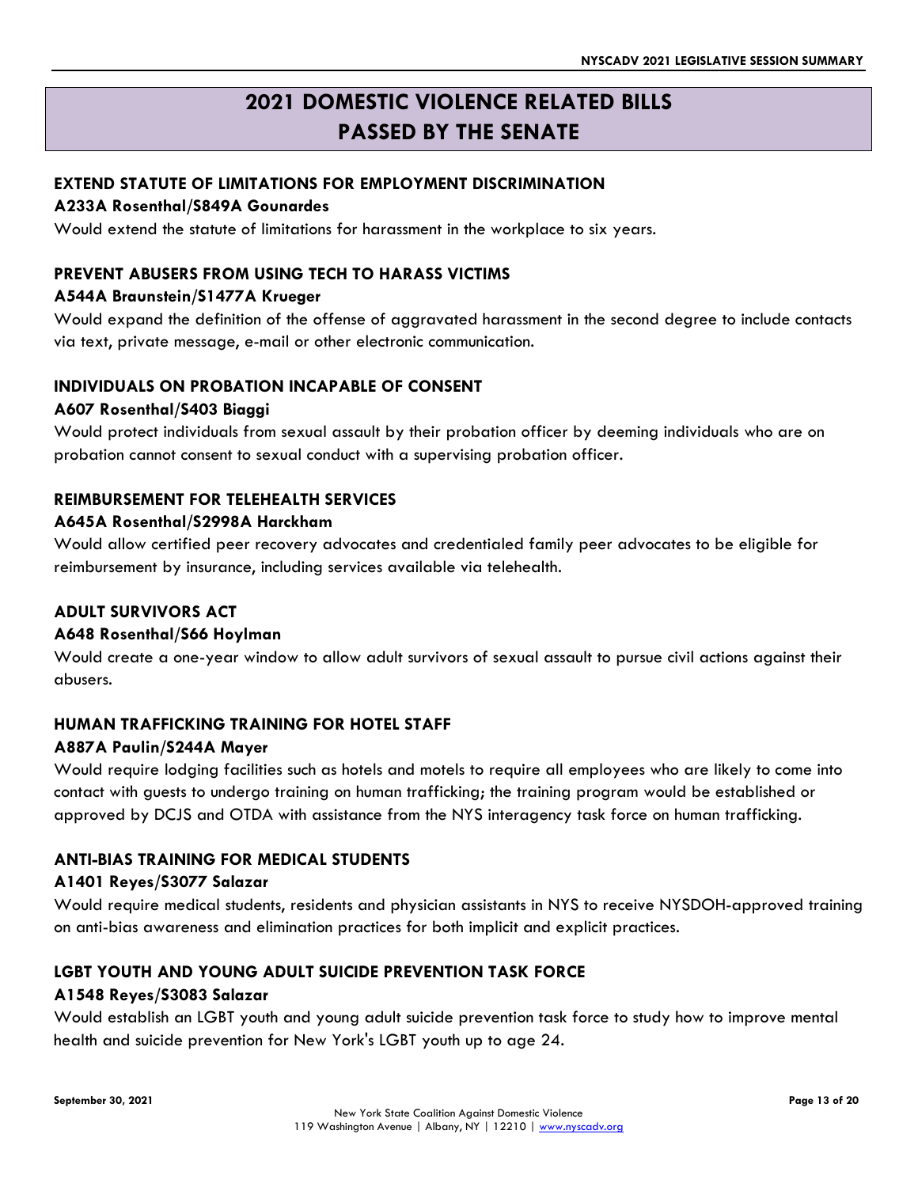# 2021 DOMESTIC VIOLENCE RELATED BILLS PASSED BY THE SENATE

### EXTEND STATUTE OF LIMITATIONS FOR EMPLOYMENT DISCRIMINATION

**A233A Rosenthal/S849A Gounardes**

Would extend the statute of limitations for harassment in the workplace to six years.

### PREVENT ABUSERS FROM USING TECH TO HARASS VICTIMS

**A544A Braunstein/S1477A Krueger**

Would expand the definition of the offense of aggravated harassment in the second degree to include contacts via text, private message, e-mail or other electronic communication.

### INDIVIDUALS ON PROBATION INCAPABLE OF CONSENT

**A607 Rosenthal/S403 Biaggi**

Would protect individuals from sexual assault by their probation officer by deeming individuals who are on probation cannot consent to sexual conduct with a supervising probation officer.

### REIMBURSEMENT FOR TELEHEALTH SERVICES

**A645A Rosenthal/S2998A Harckham**

Would allow certified peer recovery advocates and credentialed family peer advocates to be eligible for reimbursement by insurance, including services available via telehealth.

### ADULT SURVIVORS ACT

**A648 Rosenthal/S66 Hoylman**

Would create a one-year window to allow adult survivors of sexual assault to pursue civil actions against their abusers.

### HUMAN TRAFFICKING TRAINING FOR HOTEL STAFF

**A887A Paulin/S244A Mayer**

Would require lodging facilities such as hotels and motels to require all employees who are likely to come into contact with guests to undergo training on human trafficking; the training program would be established or approved by DCJS and OTDA with assistance from the NYS interagency task force on human trafficking.

### ANTI-BIAS TRAINING FOR MEDICAL STUDENTS

**A1401 Reyes/S3077 Salazar**

Would require medical students, residents and physician assistants in NYS to receive NYSDOH-approved training on anti-bias awareness and elimination practices for both implicit and explicit practices.

### LGBT YOUTH AND YOUNG ADULT SUICIDE PREVENTION TASK FORCE

**A1548 Reyes/S3083 Salazar**

Would establish an LGBT youth and young adult suicide prevention task force to study how to improve mental health and suicide prevention for New York's LGBT youth up to age 24.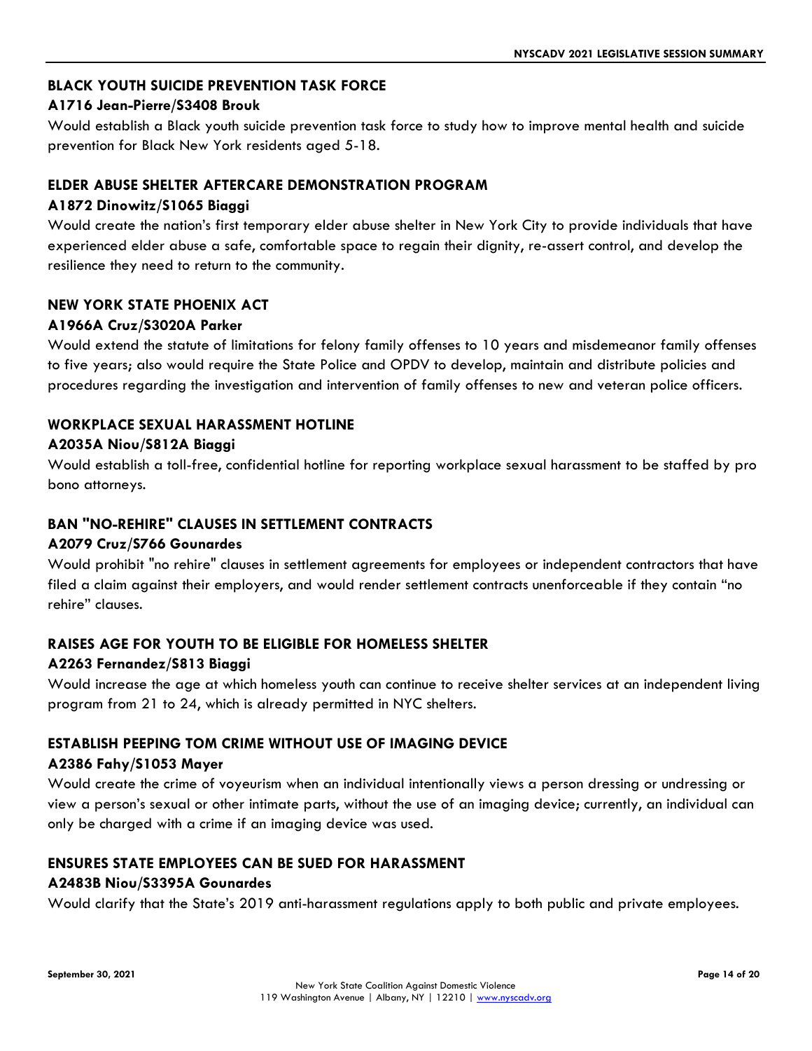### BLACK YOUTH SUICIDE PREVENTION TASK FORCE

**A1716 Jean-Pierre/S3408 Brouk**

Would establish a Black youth suicide prevention task force to study how to improve mental health and suicide prevention for Black New York residents aged 5-18.

### ELDER ABUSE SHELTER AFTERCARE DEMONSTRATION PROGRAM

**A1872 Dinowitz/S1065 Biaggi**

Would create the nation's first temporary elder abuse shelter in New York City to provide individuals that have experienced elder abuse a safe, comfortable space to regain their dignity, re-assert control, and develop the resilience they need to return to the community.

### NEW YORK STATE PHOENIX ACT

**A1966A Cruz/S3020A Parker**

Would extend the statute of limitations for felony family offenses to 10 years and misdemeanor family offenses to five years; also would require the State Police and OPDV to develop, maintain and distribute policies and procedures regarding the investigation and intervention of family offenses to new and veteran police officers.

### WORKPLACE SEXUAL HARASSMENT HOTLINE

**A2035A Niou/S812A Biaggi**

Would establish a toll-free, confidential hotline for reporting workplace sexual harassment to be staffed by pro bono attorneys.

### BAN "NO-REHIRE" CLAUSES IN SETTLEMENT CONTRACTS

**A2079 Cruz/S766 Gounardes**

Would prohibit "no rehire" clauses in settlement agreements for employees or independent contractors that have filed a claim against their employers, and would render settlement contracts unenforceable if they contain "no rehire" clauses.

### RAISES AGE FOR YOUTH TO BE ELIGIBLE FOR HOMELESS SHELTER

**A2263 Fernandez/S813 Biaggi**

Would increase the age at which homeless youth can continue to receive shelter services at an independent living program from 21 to 24, which is already permitted in NYC shelters.

### ESTABLISH PEEPING TOM CRIME WITHOUT USE OF IMAGING DEVICE

**A2386 Fahy/S1053 Mayer**

Would create the crime of voyeurism when an individual intentionally views a person dressing or undressing or view a person's sexual or other intimate parts, without the use of an imaging device; currently, an individual can only be charged with a crime if an imaging device was used.

### ENSURES STATE EMPLOYEES CAN BE SUED FOR HARASSMENT

**A2483B Niou/S3395A Gounardes**

Would clarify that the State's 2019 anti-harassment regulations apply to both public and private employees.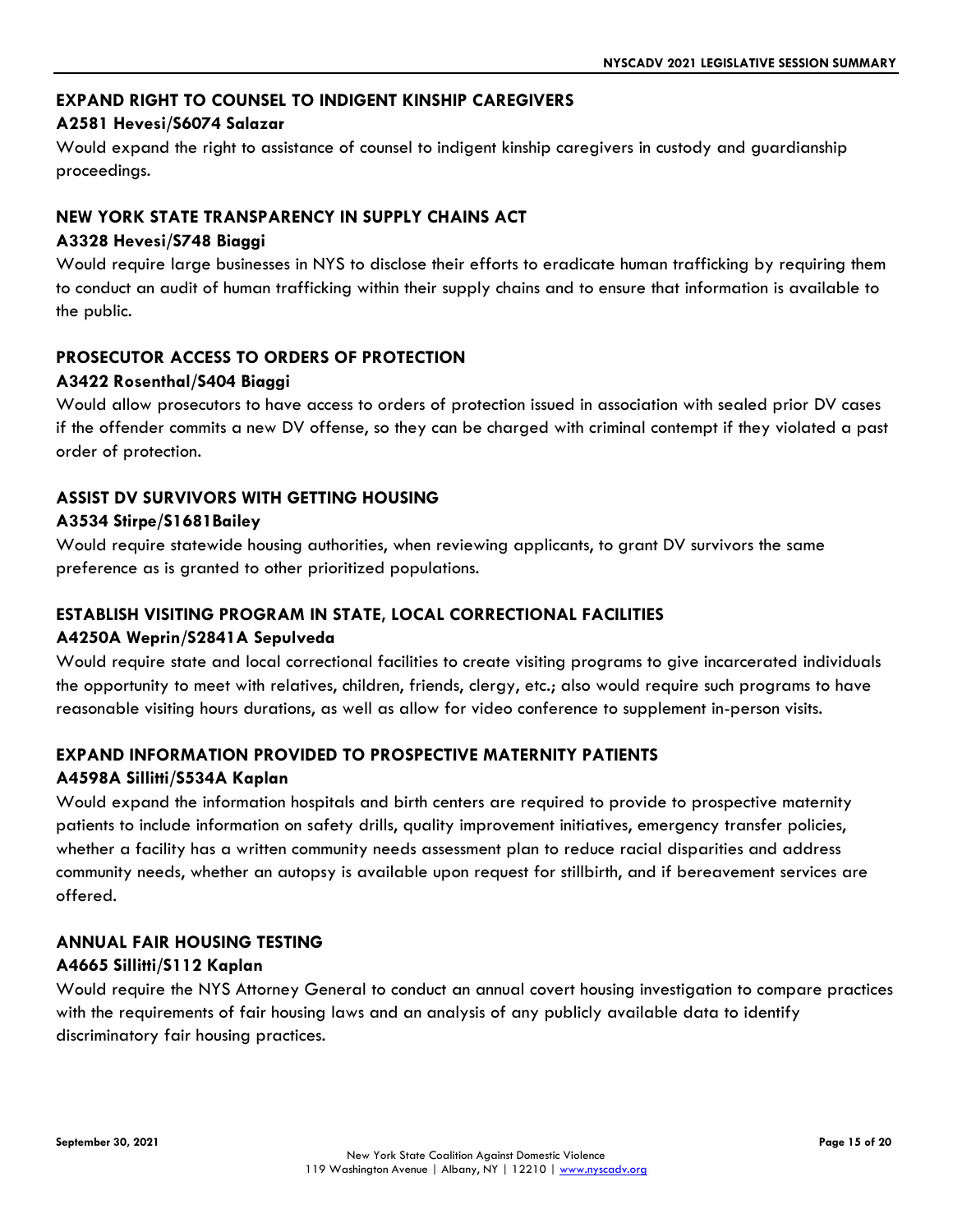### EXPAND RIGHT TO COUNSEL TO INDIGENT KINSHIP CAREGIVERS

**A2581 Hevesi/S6074 Salazar**

Would expand the right to assistance of counsel to indigent kinship caregivers in custody and guardianship proceedings.

### NEW YORK STATE TRANSPARENCY IN SUPPLY CHAINS ACT

**A3328 Hevesi/S748 Biaggi**

Would require large businesses in NYS to disclose their efforts to eradicate human trafficking by requiring them to conduct an audit of human trafficking within their supply chains and to ensure that information is available to the public.

### PROSECUTOR ACCESS TO ORDERS OF PROTECTION

**A3422 Rosenthal/S404 Biaggi**

Would allow prosecutors to have access to orders of protection issued in association with sealed prior DV cases if the offender commits a new DV offense, so they can be charged with criminal contempt if they violated a past order of protection.

### ASSIST DV SURVIVORS WITH GETTING HOUSING

**A3534 Stirpe/S1681Bailey**

Would require statewide housing authorities, when reviewing applicants, to grant DV survivors the same preference as is granted to other prioritized populations.

### ESTABLISH VISITING PROGRAM IN STATE, LOCAL CORRECTIONAL FACILITIES

**A4250A Weprin/S2841A Sepulveda**

Would require state and local correctional facilities to create visiting programs to give incarcerated individuals the opportunity to meet with relatives, children, friends, clergy, etc.; also would require such programs to have reasonable visiting hours durations, as well as allow for video conference to supplement in-person visits.

### EXPAND INFORMATION PROVIDED TO PROSPECTIVE MATERNITY PATIENTS

**A4598A Sillitti/S534A Kaplan**

Would expand the information hospitals and birth centers are required to provide to prospective maternity patients to include information on safety drills, quality improvement initiatives, emergency transfer policies, whether a facility has a written community needs assessment plan to reduce racial disparities and address community needs, whether an autopsy is available upon request for stillbirth, and if bereavement services are offered.

### ANNUAL FAIR HOUSING TESTING

**A4665 Sillitti/S112 Kaplan**

Would require the NYS Attorney General to conduct an annual covert housing investigation to compare practices with the requirements of fair housing laws and an analysis of any publicly available data to identify discriminatory fair housing practices.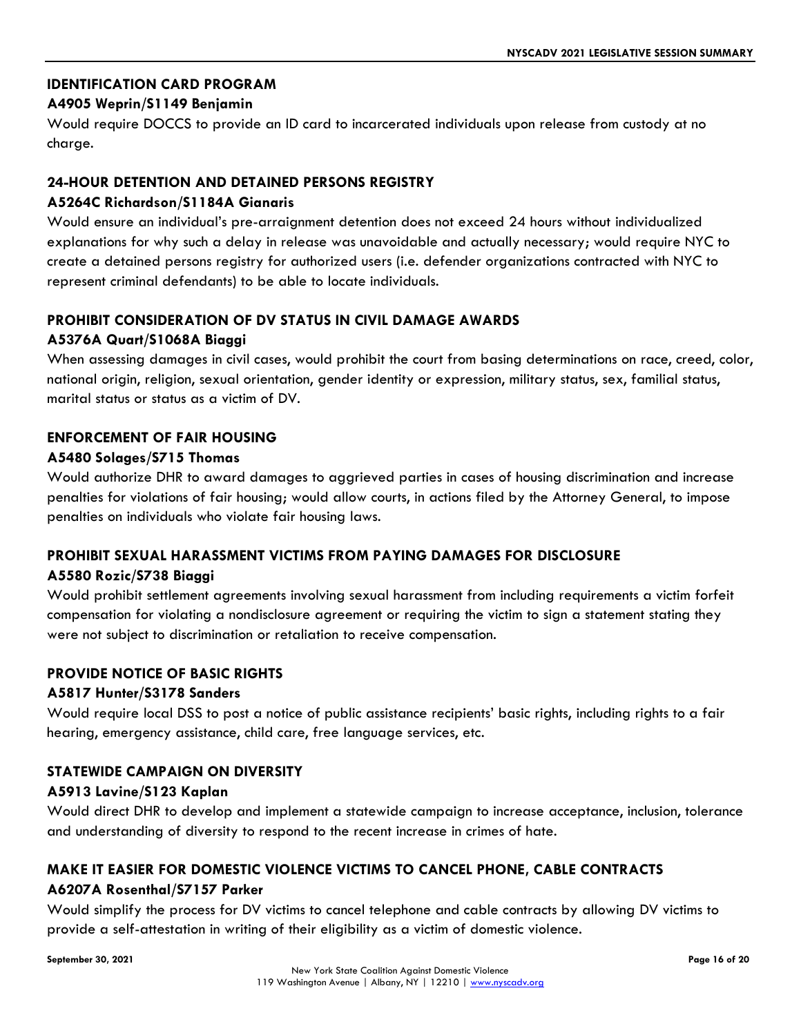### IDENTIFICATION CARD PROGRAM

**A4905 Weprin/S1149 Benjamin**

Would require DOCCS to provide an ID card to incarcerated individuals upon release from custody at no charge.

### 24-HOUR DETENTION AND DETAINED PERSONS REGISTRY

**A5264C Richardson/S1184A Gianaris**

Would ensure an individual's pre-arraignment detention does not exceed 24 hours without individualized explanations for why such a delay in release was unavoidable and actually necessary; would require NYC to create a detained persons registry for authorized users (i.e. defender organizations contracted with NYC to represent criminal defendants) to be able to locate individuals.

### PROHIBIT CONSIDERATION OF DV STATUS IN CIVIL DAMAGE AWARDS

**A5376A Quart/S1068A Biaggi**

When assessing damages in civil cases, would prohibit the court from basing determinations on race, creed, color, national origin, religion, sexual orientation, gender identity or expression, military status, sex, familial status, marital status or status as a victim of DV.

### ENFORCEMENT OF FAIR HOUSING

**A5480 Solages/S715 Thomas**

Would authorize DHR to award damages to aggrieved parties in cases of housing discrimination and increase penalties for violations of fair housing; would allow courts, in actions filed by the Attorney General, to impose penalties on individuals who violate fair housing laws.

### PROHIBIT SEXUAL HARASSMENT VICTIMS FROM PAYING DAMAGES FOR DISCLOSURE

**A5580 Rozic/S738 Biaggi**

Would prohibit settlement agreements involving sexual harassment from including requirements a victim forfeit compensation for violating a nondisclosure agreement or requiring the victim to sign a statement stating they were not subject to discrimination or retaliation to receive compensation.

### PROVIDE NOTICE OF BASIC RIGHTS

**A5817 Hunter/S3178 Sanders**

Would require local DSS to post a notice of public assistance recipients' basic rights, including rights to a fair hearing, emergency assistance, child care, free language services, etc.

### STATEWIDE CAMPAIGN ON DIVERSITY

**A5913 Lavine/S123 Kaplan**

Would direct DHR to develop and implement a statewide campaign to increase acceptance, inclusion, tolerance and understanding of diversity to respond to the recent increase in crimes of hate.

### MAKE IT EASIER FOR DOMESTIC VIOLENCE VICTIMS TO CANCEL PHONE, CABLE CONTRACTS

**A6207A Rosenthal/S7157 Parker**

Would simplify the process for DV victims to cancel telephone and cable contracts by allowing DV victims to provide a self-attestation in writing of their eligibility as a victim of domestic violence.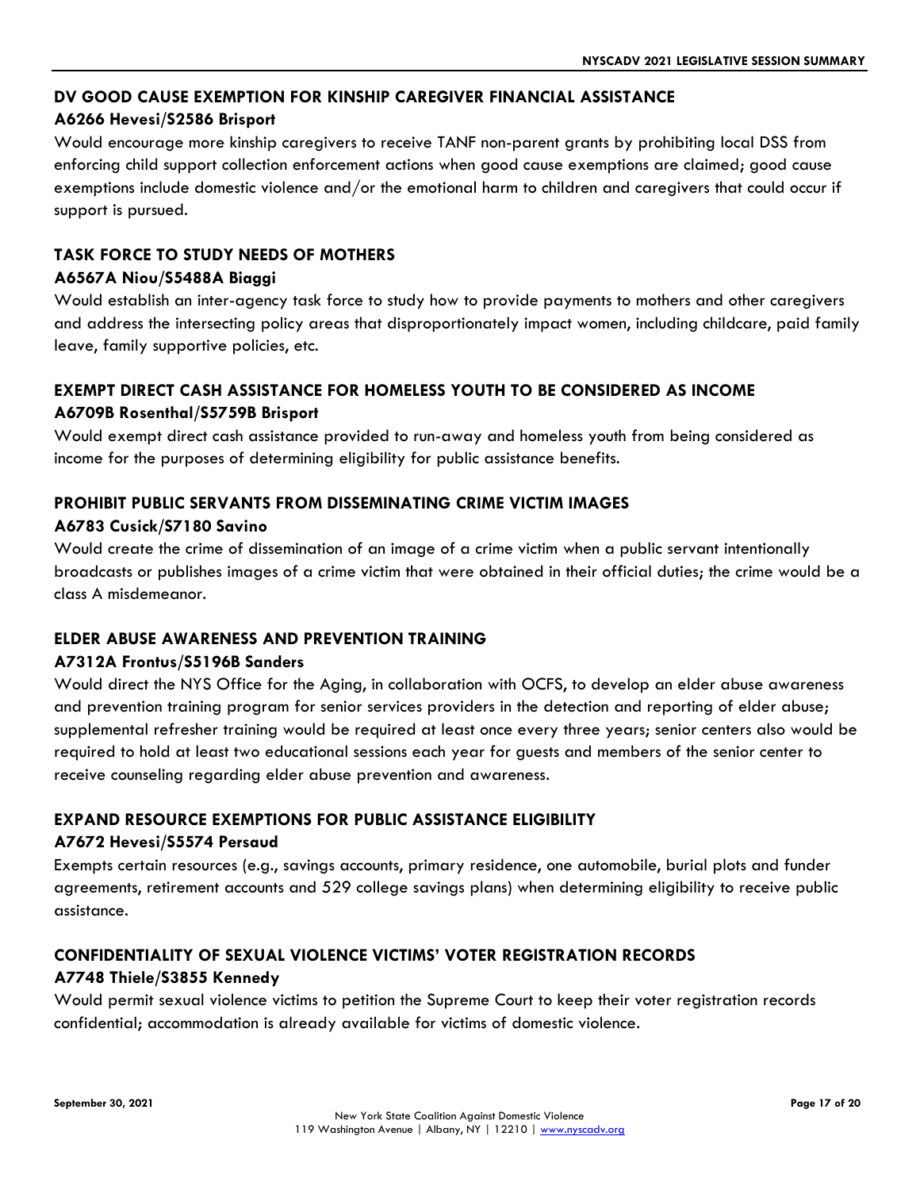### DV GOOD CAUSE EXEMPTION FOR KINSHIP CAREGIVER FINANCIAL ASSISTANCE

**A6266 Hevesi/S2586 Brisport**

Would encourage more kinship caregivers to receive TANF non-parent grants by prohibiting local DSS from enforcing child support collection enforcement actions when good cause exemptions are claimed; good cause exemptions include domestic violence and/or the emotional harm to children and caregivers that could occur if support is pursued.

### TASK FORCE TO STUDY NEEDS OF MOTHERS

**A6567A Niou/S5488A Biaggi**

Would establish an inter-agency task force to study how to provide payments to mothers and other caregivers and address the intersecting policy areas that disproportionately impact women, including childcare, paid family leave, family supportive policies, etc.

### EXEMPT DIRECT CASH ASSISTANCE FOR HOMELESS YOUTH TO BE CONSIDERED AS INCOME

**A6709B Rosenthal/S5759B Brisport**

Would exempt direct cash assistance provided to run-away and homeless youth from being considered as income for the purposes of determining eligibility for public assistance benefits.

### PROHIBIT PUBLIC SERVANTS FROM DISSEMINATING CRIME VICTIM IMAGES

**A6783 Cusick/S7180 Savino**

Would create the crime of dissemination of an image of a crime victim when a public servant intentionally broadcasts or publishes images of a crime victim that were obtained in their official duties; the crime would be a class A misdemeanor.

### ELDER ABUSE AWARENESS AND PREVENTION TRAINING

**A7312A Frontus/S5196B Sanders**

Would direct the NYS Office for the Aging, in collaboration with OCFS, to develop an elder abuse awareness and prevention training program for senior services providers in the detection and reporting of elder abuse; supplemental refresher training would be required at least once every three years; senior centers also would be required to hold at least two educational sessions each year for guests and members of the senior center to receive counseling regarding elder abuse prevention and awareness.

### EXPAND RESOURCE EXEMPTIONS FOR PUBLIC ASSISTANCE ELIGIBILITY

**A7672 Hevesi/S5574 Persaud**

Exempts certain resources (e.g., savings accounts, primary residence, one automobile, burial plots and funder agreements, retirement accounts and 529 college savings plans) when determining eligibility to receive public assistance.

### CONFIDENTIALITY OF SEXUAL VIOLENCE VICTIMS' VOTER REGISTRATION RECORDS

**A7748 Thiele/S3855 Kennedy**

Would permit sexual violence victims to petition the Supreme Court to keep their voter registration records confidential; accommodation is already available for victims of domestic violence.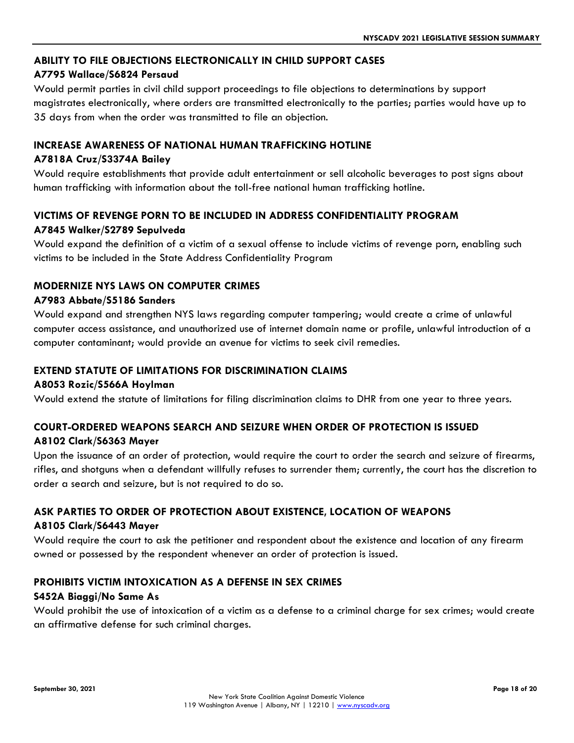### ABILITY TO FILE OBJECTIONS ELECTRONICALLY IN CHILD SUPPORT CASES

**A7795 Wallace/S6824 Persaud**

Would permit parties in civil child support proceedings to file objections to determinations by support magistrates electronically, where orders are transmitted electronically to the parties; parties would have up to 35 days from when the order was transmitted to file an objection.

### INCREASE AWARENESS OF NATIONAL HUMAN TRAFFICKING HOTLINE

**A7818A Cruz/S3374A Bailey**

Would require establishments that provide adult entertainment or sell alcoholic beverages to post signs about human trafficking with information about the toll-free national human trafficking hotline.

### VICTIMS OF REVENGE PORN TO BE INCLUDED IN ADDRESS CONFIDENTIALITY PROGRAM

**A7845 Walker/S2789 Sepulveda**

Would expand the definition of a victim of a sexual offense to include victims of revenge porn, enabling such victims to be included in the State Address Confidentiality Program

### MODERNIZE NYS LAWS ON COMPUTER CRIMES

**A7983 Abbate/S5186 Sanders**

Would expand and strengthen NYS laws regarding computer tampering; would create a crime of unlawful computer access assistance, and unauthorized use of internet domain name or profile, unlawful introduction of a computer contaminant; would provide an avenue for victims to seek civil remedies.

### EXTEND STATUTE OF LIMITATIONS FOR DISCRIMINATION CLAIMS

**A8053 Rozic/S566A Hoylman**

Would extend the statute of limitations for filing discrimination claims to DHR from one year to three years.

### COURT-ORDERED WEAPONS SEARCH AND SEIZURE WHEN ORDER OF PROTECTION IS ISSUED

**A8102 Clark/S6363 Mayer**

Upon the issuance of an order of protection, would require the court to order the search and seizure of firearms, rifles, and shotguns when a defendant willfully refuses to surrender them; currently, the court has the discretion to order a search and seizure, but is not required to do so.

### ASK PARTIES TO ORDER OF PROTECTION ABOUT EXISTENCE, LOCATION OF WEAPONS

**A8105 Clark/S6443 Mayer**

Would require the court to ask the petitioner and respondent about the existence and location of any firearm owned or possessed by the respondent whenever an order of protection is issued.

### PROHIBITS VICTIM INTOXICATION AS A DEFENSE IN SEX CRIMES

**S452A Biaggi/No Same As**

Would prohibit the use of intoxication of a victim as a defense to a criminal charge for sex crimes; would create an affirmative defense for such criminal charges.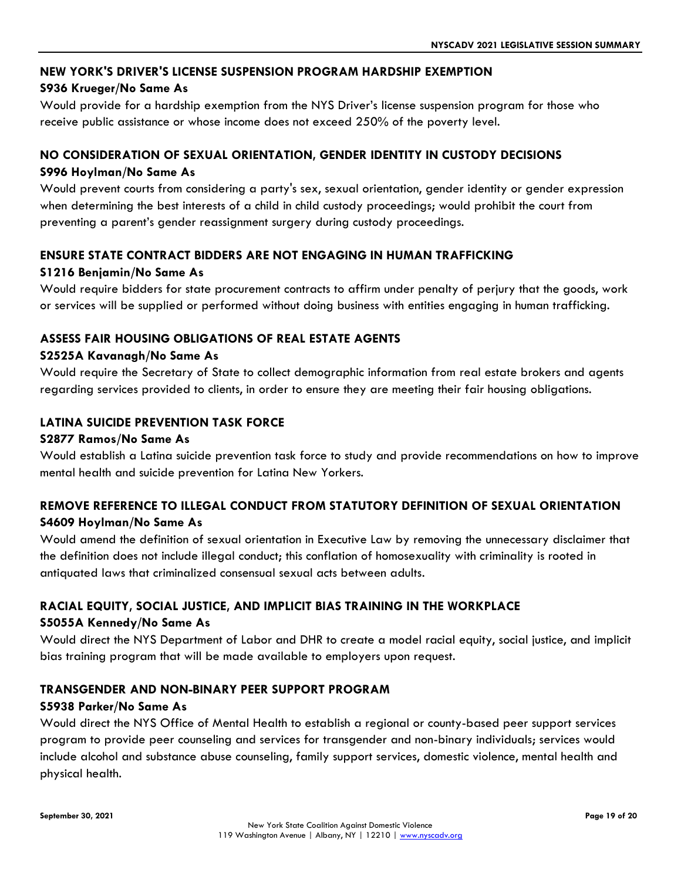### NEW YORK'S DRIVER'S LICENSE SUSPENSION PROGRAM HARDSHIP EXEMPTION

**S936 Krueger/No Same As**

Would provide for a hardship exemption from the NYS Driver's license suspension program for those who receive public assistance or whose income does not exceed 250% of the poverty level.

### NO CONSIDERATION OF SEXUAL ORIENTATION, GENDER IDENTITY IN CUSTODY DECISIONS

**S996 Hoylman/No Same As**

Would prevent courts from considering a party's sex, sexual orientation, gender identity or gender expression when determining the best interests of a child in child custody proceedings; would prohibit the court from preventing a parent's gender reassignment surgery during custody proceedings.

### ENSURE STATE CONTRACT BIDDERS ARE NOT ENGAGING IN HUMAN TRAFFICKING

**S1216 Benjamin/No Same As**

Would require bidders for state procurement contracts to affirm under penalty of perjury that the goods, work or services will be supplied or performed without doing business with entities engaging in human trafficking.

### ASSESS FAIR HOUSING OBLIGATIONS OF REAL ESTATE AGENTS

**S2525A Kavanagh/No Same As**

Would require the Secretary of State to collect demographic information from real estate brokers and agents regarding services provided to clients, in order to ensure they are meeting their fair housing obligations.

### LATINA SUICIDE PREVENTION TASK FORCE

**S2877 Ramos/No Same As**

Would establish a Latina suicide prevention task force to study and provide recommendations on how to improve mental health and suicide prevention for Latina New Yorkers.

### REMOVE REFERENCE TO ILLEGAL CONDUCT FROM STATUTORY DEFINITION OF SEXUAL ORIENTATION

**S4609 Hoylman/No Same As**

Would amend the definition of sexual orientation in Executive Law by removing the unnecessary disclaimer that the definition does not include illegal conduct; this conflation of homosexuality with criminality is rooted in antiquated laws that criminalized consensual sexual acts between adults.

### RACIAL EQUITY, SOCIAL JUSTICE, AND IMPLICIT BIAS TRAINING IN THE WORKPLACE

**S5055A Kennedy/No Same As**

Would direct the NYS Department of Labor and DHR to create a model racial equity, social justice, and implicit bias training program that will be made available to employers upon request.

### TRANSGENDER AND NON-BINARY PEER SUPPORT PROGRAM

**S5938 Parker/No Same As**

Would direct the NYS Office of Mental Health to establish a regional or county-based peer support services program to provide peer counseling and services for transgender and non-binary individuals; services would include alcohol and substance abuse counseling, family support services, domestic violence, mental health and physical health.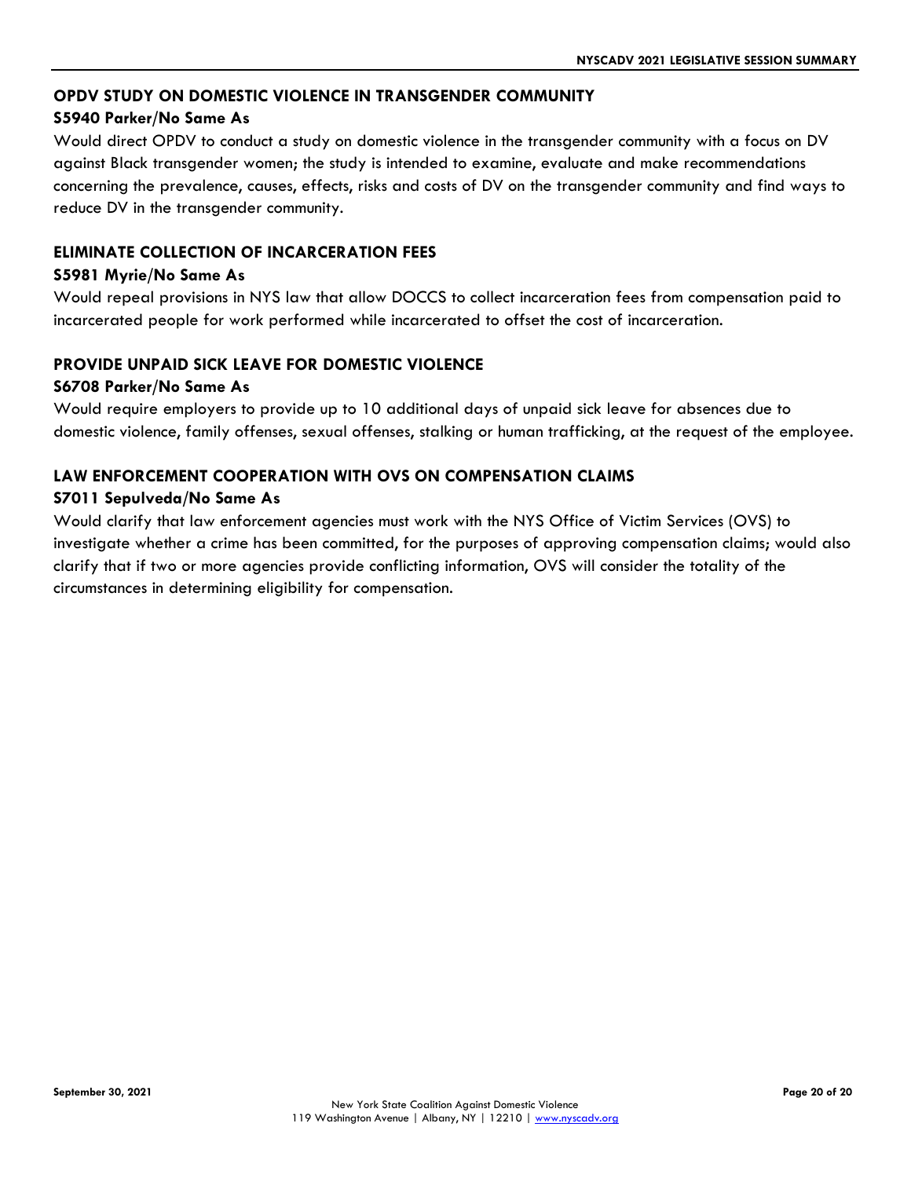### OPDV STUDY ON DOMESTIC VIOLENCE IN TRANSGENDER COMMUNITY

**S5940 Parker/No Same As**

Would direct OPDV to conduct a study on domestic violence in the transgender community with a focus on DV against Black transgender women; the study is intended to examine, evaluate and make recommendations concerning the prevalence, causes, effects, risks and costs of DV on the transgender community and find ways to reduce DV in the transgender community.

### ELIMINATE COLLECTION OF INCARCERATION FEES

**S5981 Myrie/No Same As**

Would repeal provisions in NYS law that allow DOCCS to collect incarceration fees from compensation paid to incarcerated people for work performed while incarcerated to offset the cost of incarceration.

### PROVIDE UNPAID SICK LEAVE FOR DOMESTIC VIOLENCE

**S6708 Parker/No Same As**

Would require employers to provide up to 10 additional days of unpaid sick leave for absences due to domestic violence, family offenses, sexual offenses, stalking or human trafficking, at the request of the employee.

### LAW ENFORCEMENT COOPERATION WITH OVS ON COMPENSATION CLAIMS

**S7011 Sepulveda/No Same As**

Would clarify that law enforcement agencies must work with the NYS Office of Victim Services (OVS) to investigate whether a crime has been committed, for the purposes of approving compensation claims; would also clarify that if two or more agencies provide conflicting information, OVS will consider the totality of the circumstances in determining eligibility for compensation.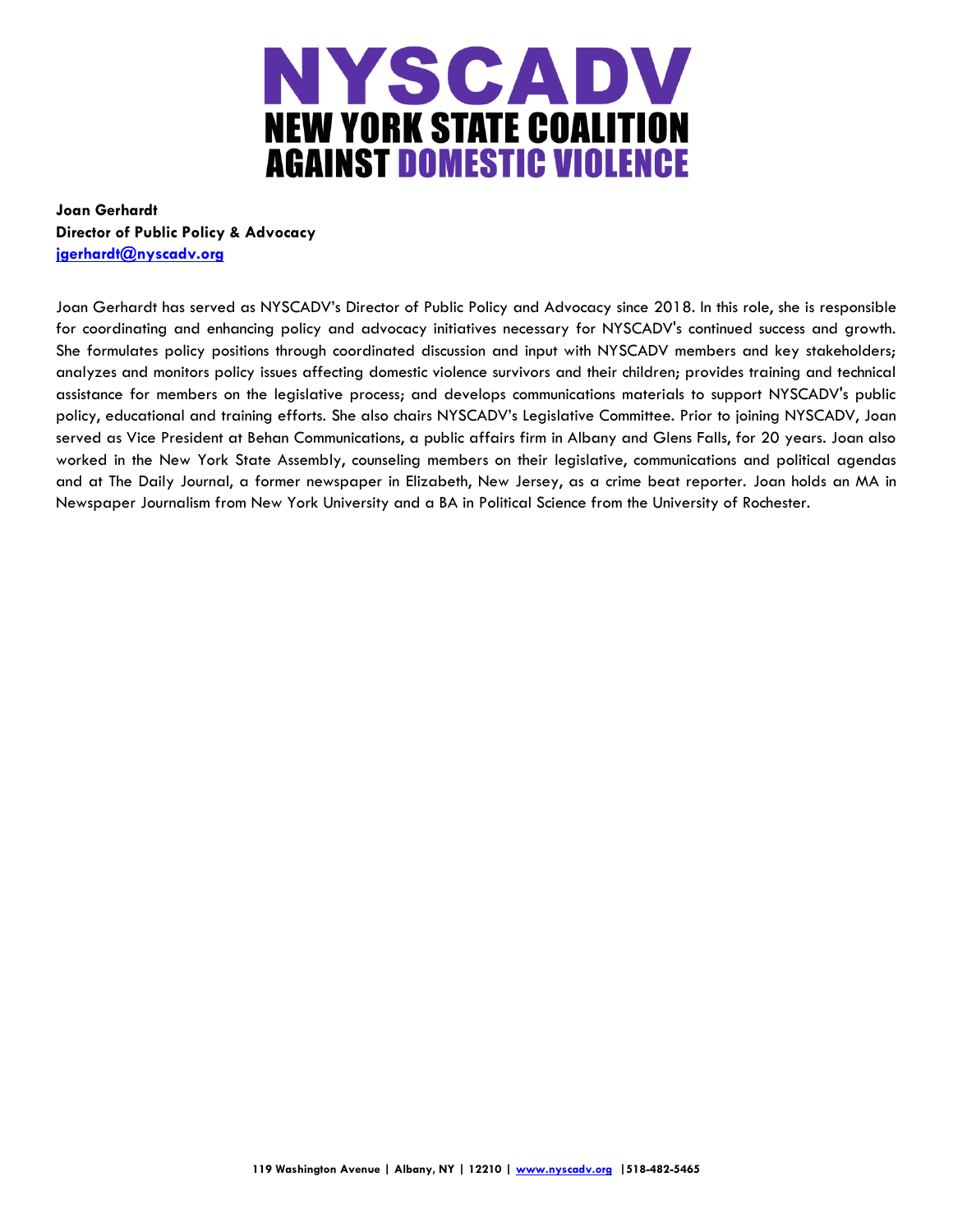# NYSCADV
## NEW YORK STATE COALITION AGAINST DOMESTIC VIOLENCE

**Joan Gerhardt**
**Director of Public Policy & Advocacy**
**jgerhardt@nyscadv.org**

Joan Gerhardt has served as NYSCADV's Director of Public Policy and Advocacy since 2018. In this role, she is responsible for coordinating and enhancing policy and advocacy initiatives necessary for NYSCADV's continued success and growth. She formulates policy positions through coordinated discussion and input with NYSCADV members and key stakeholders; analyzes and monitors policy issues affecting domestic violence survivors and their children; provides training and technical assistance for members on the legislative process; and develops communications materials to support NYSCADV's public policy, educational and training efforts. She also chairs NYSCADV's Legislative Committee. Prior to joining NYSCADV, Joan served as Vice President at Behan Communications, a public affairs firm in Albany and Glens Falls, for 20 years. Joan also worked in the New York State Assembly, counseling members on their legislative, communications and political agendas and at The Daily Journal, a former newspaper in Elizabeth, New Jersey, as a crime beat reporter. Joan holds an MA in Newspaper Journalism from New York University and a BA in Political Science from the University of Rochester.

**119 Washington Avenue | Albany, NY | 12210 | www.nyscadv.org |518-482-5465**